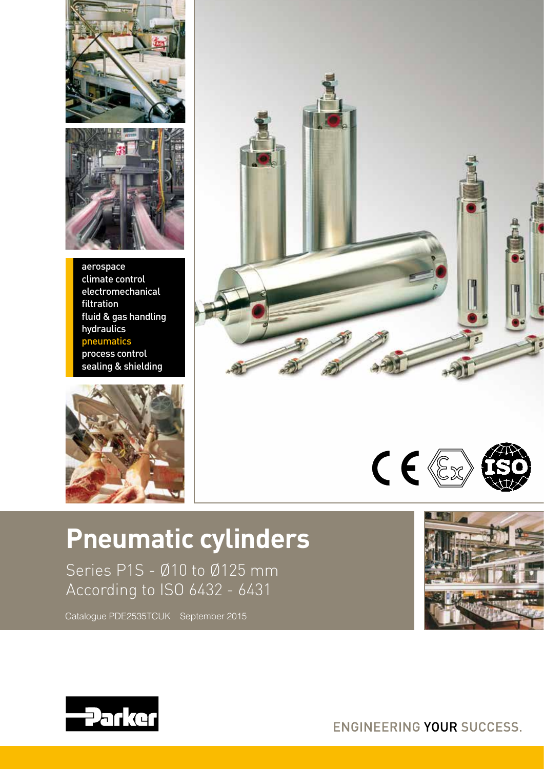- aerospace
- climate control
- electromechanical
- filtration
- fluid & gas handling
- hydraulics
- pneumatics
- process control
- sealing & shielding

# Pneumatic cylinders

Series P1S - Ø10 to Ø125 mm
According to ISO 6432 - 6431

Catalogue PDE2535TCUK September 2015

Parker

ENGINEERING YOUR SUCCESS.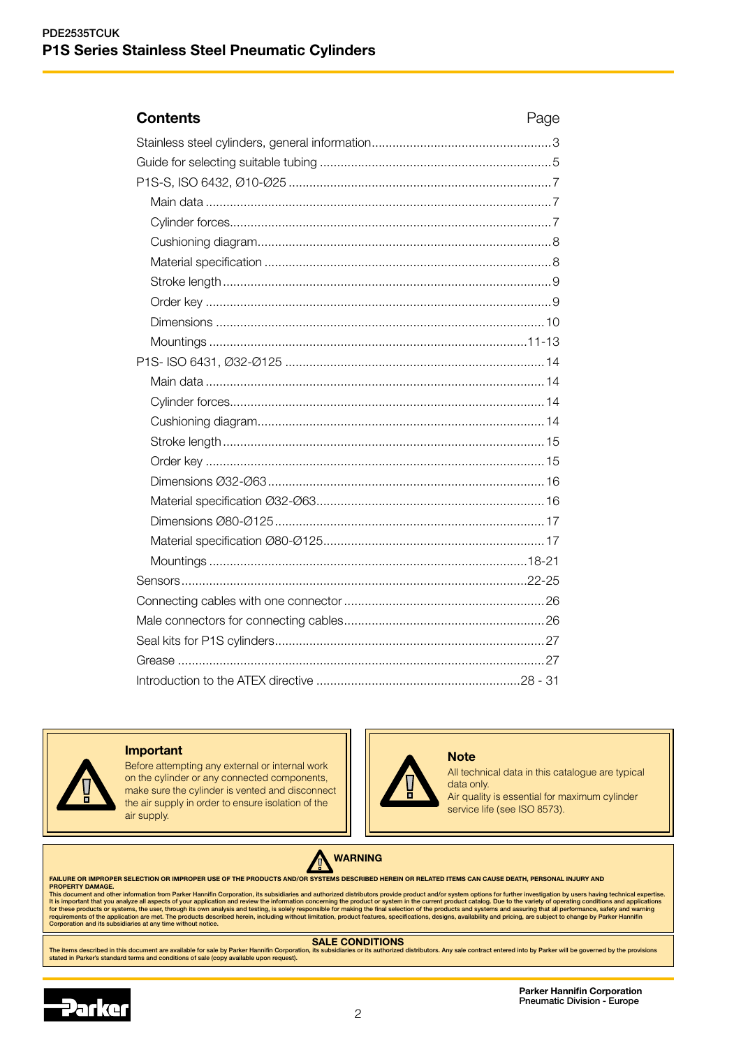## Contents

| | Page |
|---|---|
| Stainless steel cylinders, general information | 3 |
| Guide for selecting suitable tubing | 5 |
| P1S-S, ISO 6432, Ø10-Ø25 | 7 |
| Main data | 7 |
| Cylinder forces | 7 |
| Cushioning diagram | 8 |
| Material specification | 8 |
| Stroke length | 9 |
| Order key | 9 |
| Dimensions | 10 |
| Mountings | 11-13 |
| P1S- ISO 6431, Ø32-Ø125 | 14 |
| Main data | 14 |
| Cylinder forces | 14 |
| Cushioning diagram | 14 |
| Stroke length | 15 |
| Order key | 15 |
| Dimensions Ø32-Ø63 | 16 |
| Material specification Ø32-Ø63 | 16 |
| Dimensions Ø80-Ø125 | 17 |
| Material specification Ø80-Ø125 | 17 |
| Mountings | 18-21 |
| Sensors | 22-25 |
| Connecting cables with one connector | 26 |
| Male connectors for connecting cables | 26 |
| Seal kits for P1S cylinders | 27 |
| Grease | 27 |
| Introduction to the ATEX directive | 28 - 31 |

**Important**

Before attempting any external or internal work on the cylinder or any connected components, make sure the cylinder is vented and disconnect the air supply in order to ensure isolation of the air supply.

**Note**

All technical data in this catalogue are typical data only.
Air quality is essential for maximum cylinder service life (see ISO 8573).

**WARNING**

**FAILURE OR IMPROPER SELECTION OR IMPROPER USE OF THE PRODUCTS AND/OR SYSTEMS DESCRIBED HEREIN OR RELATED ITEMS CAN CAUSE DEATH, PERSONAL INJURY AND PROPERTY DAMAGE.**

This document and other information from Parker Hannifin Corporation, its subsidiaries and authorized distributors provide product and/or system options for further investigation by users having technical expertise. It is important that you analyze all aspects of your application and review the information concerning the product or system in the current product catalog. Due to the variety of operating conditions and applications for these products or systems, the user, through its own analysis and testing, is solely responsible for making the final selection of the products and systems and assuring that all performance, safety and warning requirements of the application are met. The products described herein, including without limitation, product features, specifications, designs, availability and pricing, are subject to change by Parker Hannifin Corporation and its subsidiaries at any time without notice.

**SALE CONDITIONS**

The items described in this document are available for sale by Parker Hannifin Corporation, its subsidiaries or its authorized distributors. Any sale contract entered into by Parker will be governed by the provisions stated in Parker's standard terms and conditions of sale (copy available upon request).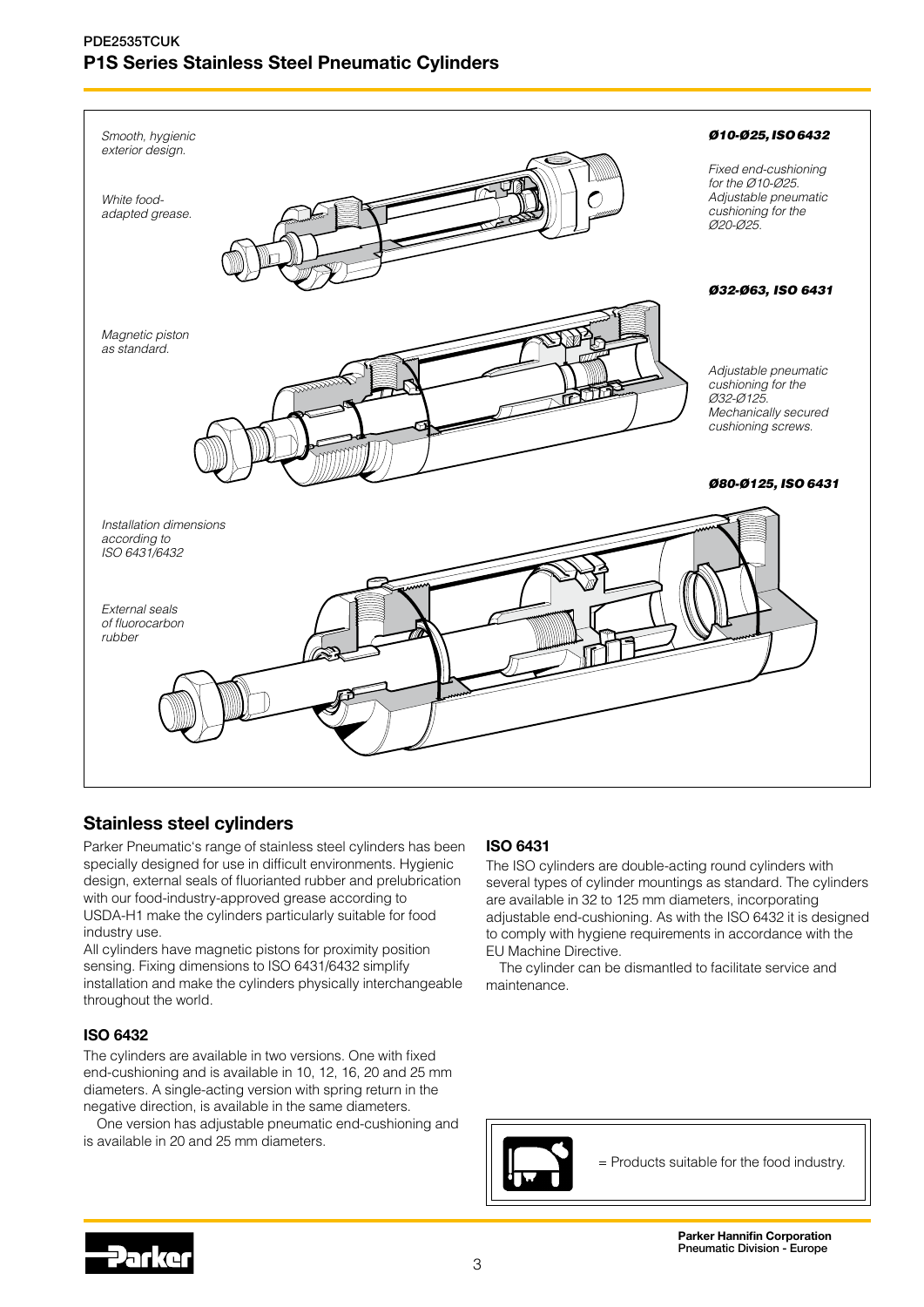*Smooth, hygienic exterior design.*

*White food-adapted grease.*

***Ø10-Ø25, ISO 6432***

*Fixed end-cushioning for the Ø10-Ø25. Adjustable pneumatic cushioning for the Ø20-Ø25.*

***Ø32-Ø63, ISO 6431***

*Magnetic piston as standard.*

*Adjustable pneumatic cushioning for the Ø32-Ø125. Mechanically secured cushioning screws.*

***Ø80-Ø125, ISO 6431***

*Installation dimensions according to ISO 6431/6432*

*External seals of fluorocarbon rubber*

## Stainless steel cylinders

Parker Pneumatic's range of stainless steel cylinders has been specially designed for use in difficult environments. Hygienic design, external seals of fluorianted rubber and prelubrication with our food-industry-approved grease according to USDA-H1 make the cylinders particularly suitable for food industry use.

All cylinders have magnetic pistons for proximity position sensing. Fixing dimensions to ISO 6431/6432 simplify installation and make the cylinders physically interchangeable throughout the world.

### ISO 6432

The cylinders are available in two versions. One with fixed end-cushioning and is available in 10, 12, 16, 20 and 25 mm diameters. A single-acting version with spring return in the negative direction, is available in the same diameters.

One version has adjustable pneumatic end-cushioning and is available in 20 and 25 mm diameters.

### ISO 6431

The ISO cylinders are double-acting round cylinders with several types of cylinder mountings as standard. The cylinders are available in 32 to 125 mm diameters, incorporating adjustable end-cushioning. As with the ISO 6432 it is designed to comply with hygiene requirements in accordance with the EU Machine Directive.

The cylinder can be dismantled to facilitate service and maintenance.

= Products suitable for the food industry.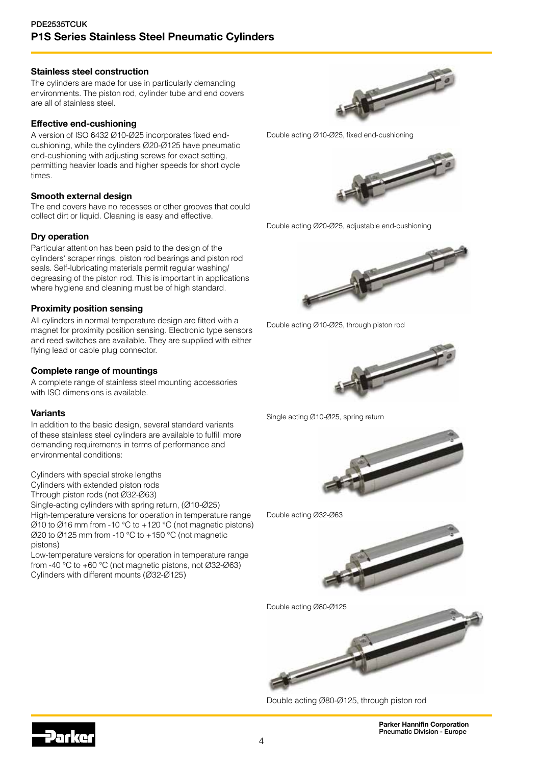# P1S Series Stainless Steel Pneumatic Cylinders

### Stainless steel construction

The cylinders are made for use in particularly demanding environments. The piston rod, cylinder tube and end covers are all of stainless steel.

### Effective end-cushioning

A version of ISO 6432 Ø10-Ø25 incorporates fixed end-cushioning, while the cylinders Ø20-Ø125 have pneumatic end-cushioning with adjusting screws for exact setting, permitting heavier loads and higher speeds for short cycle times.

### Smooth external design

The end covers have no recesses or other grooves that could collect dirt or liquid. Cleaning is easy and effective.

### Dry operation

Particular attention has been paid to the design of the cylinders' scraper rings, piston rod bearings and piston rod seals. Self-lubricating materials permit regular washing/degreasing of the piston rod. This is important in applications where hygiene and cleaning must be of high standard.

### Proximity position sensing

All cylinders in normal temperature design are fitted with a magnet for proximity position sensing. Electronic type sensors and reed switches are available. They are supplied with either flying lead or cable plug connector.

### Complete range of mountings

A complete range of stainless steel mounting accessories with ISO dimensions is available.

### Variants

In addition to the basic design, several standard variants of these stainless steel cylinders are available to fulfill more demanding requirements in terms of performance and environmental conditions:

Cylinders with special stroke lengths
Cylinders with extended piston rods
Through piston rods (not Ø32-Ø63)
Single-acting cylinders with spring return, (Ø10-Ø25)
High-temperature versions for operation in temperature range Ø10 to Ø16 mm from -10 °C to +120 °C (not magnetic pistons) Ø20 to Ø125 mm from -10 °C to +150 °C (not magnetic pistons)
Low-temperature versions for operation in temperature range from -40 °C to +60 °C (not magnetic pistons, not Ø32-Ø63)
Cylinders with different mounts (Ø32-Ø125)

Double acting Ø10-Ø25, fixed end-cushioning

Double acting Ø20-Ø25, adjustable end-cushioning

Double acting Ø10-Ø25, through piston rod

Single acting Ø10-Ø25, spring return

Double acting Ø32-Ø63

Double acting Ø80-Ø125

Double acting Ø80-Ø125, through piston rod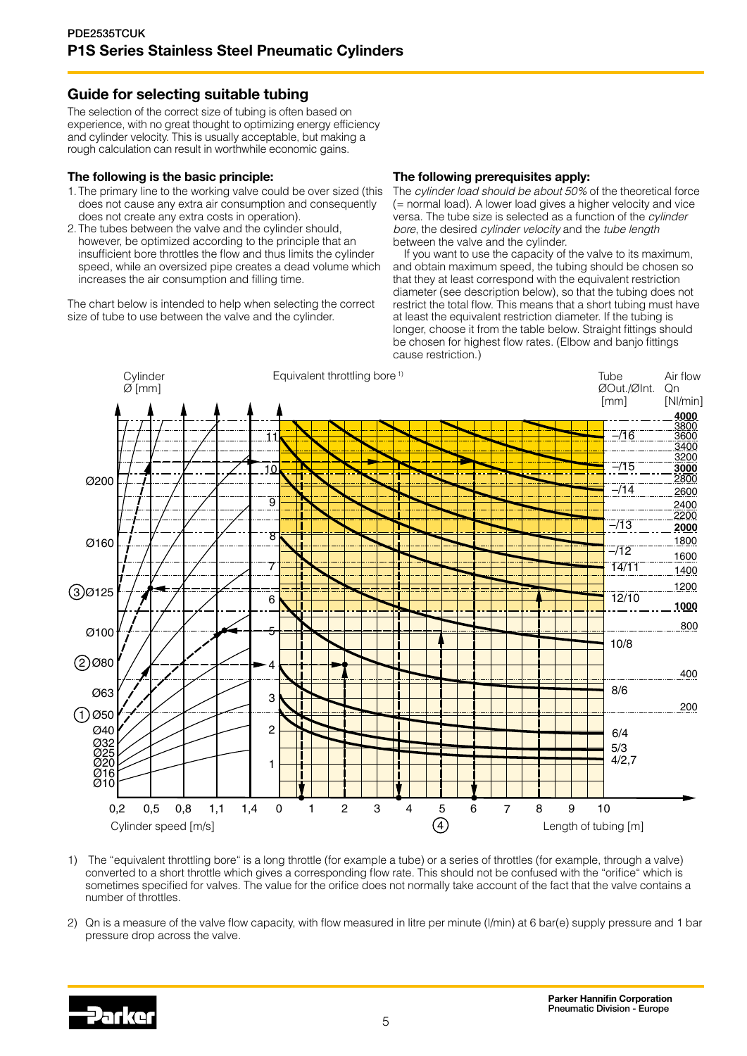## Guide for selecting suitable tubing

The selection of the correct size of tubing is often based on experience, with no great thought to optimizing energy efficiency and cylinder velocity. This is usually acceptable, but making a rough calculation can result in worthwhile economic gains.

### The following is the basic principle:

1. The primary line to the working valve could be over sized (this does not cause any extra air consumption and consequently does not create any extra costs in operation).
2. The tubes between the valve and the cylinder should, however, be optimized according to the principle that an insufficient bore throttles the flow and thus limits the cylinder speed, while an oversized pipe creates a dead volume which increases the air consumption and filling time.

The chart below is intended to help when selecting the correct size of tube to use between the valve and the cylinder.

### The following prerequisites apply:

The *cylinder load should be about 50%* of the theoretical force (= normal load). A lower load gives a higher velocity and vice versa. The tube size is selected as a function of the *cylinder bore*, the desired *cylinder velocity* and the *tube length* between the valve and the cylinder.

If you want to use the capacity of the valve to its maximum, and obtain maximum speed, the tubing should be chosen so that they at least correspond with the equivalent restriction diameter (see description below), so that the tubing does not restrict the total flow. This means that a short tubing must have at least the equivalent restriction diameter. If the tubing is longer, choose it from the table below. Straight fittings should be chosen for highest flow rates. (Elbow and banjo fittings cause restriction.)

Cylinder Ø [mm] | Equivalent throttling bore [1] | Tube ØOut./ØInt. [mm] | Air flow Qn [Nl/min]

Cylinder: Ø200, Ø160, (3) Ø125, Ø100, (2) Ø80, Ø63, (1) Ø50, Ø40, Ø32, Ø25, Ø20, Ø16, Ø10

Equivalent throttling bore: 1, 2, 3, 4, 5, 6, 7, 8, 9, 10, 11

Tube: –/16, –/15, –/14, –/13, –/12, 14/11, 12/10, 10/8, 8/6, 6/4, 5/3, 4/2,7

Air flow Qn: 4000, 3800, 3600, 3400, 3200, 3000, 2800, 2600, 2400, 2200, 2000, 1800, 1600, 1400, 1200, 1000, 800, 400, 200

Cylinder speed [m/s]: 0,2 0,5 0,8 1,1 1,4

Length of tubing [m]: 0 1 2 3 4 5 (4) 6 7 8 9 10

1) The "equivalent throttling bore" is a long throttle (for example a tube) or a series of throttles (for example, through a valve) converted to a short throttle which gives a corresponding flow rate. This should not be confused with the "orifice" which is sometimes specified for valves. The value for the orifice does not normally take account of the fact that the valve contains a number of throttles.

2) Qn is a measure of the valve flow capacity, with flow measured in litre per minute (l/min) at 6 bar(e) supply pressure and 1 bar pressure drop across the valve.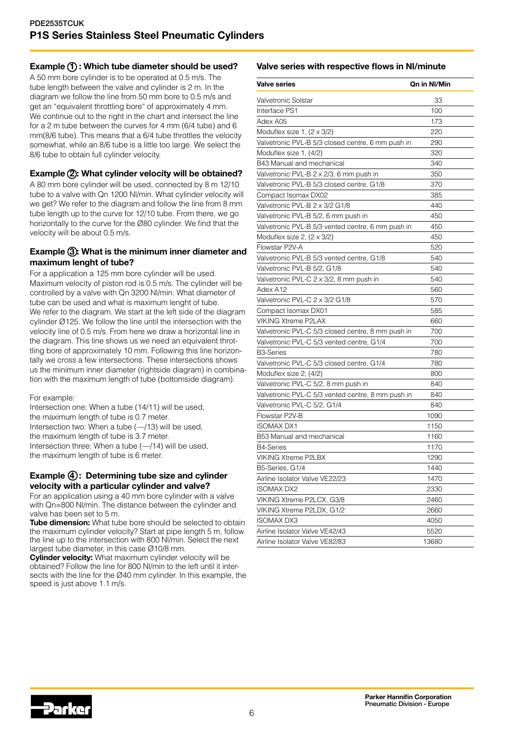## Example ①: Which tube diameter should be used?

A 50 mm bore cylinder is to be operated at 0.5 m/s. The tube length between the valve and cylinder is 2 m. In the diagram we follow the line from 50 mm bore to 0.5 m/s and get an "equivalent throttling bore" of approximately 4 mm. We continue out to the right in the chart and intersect the line for a 2 m tube between the curves for 4 mm (6/4 tube) and 6 mm(8/6 tube). This means that a 6/4 tube throttles the velocity somewhat, while an 8/6 tube is a little too large. We select the 8/6 tube to obtain full cylinder velocity.

## Example ②: What cylinder velocity will be obtained?

A 80 mm bore cylinder will be used, connected by 8 m 12/10 tube to a valve with Qn 1200 Nl/min. What cylinder velocity will we get? We refer to the diagram and follow the line from 8 mm tube length up to the curve for 12/10 tube. From there, we go horizontally to the curve for the Ø80 cylinder. We find that the velocity will be about 0.5 m/s.

## Example ③: What is the minimum inner diameter and maximum lenght of tube?

For a application a 125 mm bore cylinder will be used. Maximum velocity of piston rod is 0.5 m/s. The cylinder will be controlled by a valve with Qn 3200 Nl/min. What diameter of tube can be used and what is maximum lenght of tube. We refer to the diagram. We start at the left side of the diagram cylinder Ø125. We follow the line until the intersection with the velocity line of 0.5 m/s. From here we draw a horizontal line in the diagram. This line shows us we need an equivalent throttling bore of approximately 10 mm. Following this line horizontally we cross a few intersections. These intersections shows us the minimum inner diameter (rightside diagram) in combination with the maximum length of tube (bottomside diagram).

For example:
Intersection one: When a tube (14/11) will be used, the maximum length of tube is 0.7 meter.
Intersection two: When a tube (—/13) will be used, the maximum length of tube is 3.7 meter.
Intersection three: When a tube (—/14) will be used, the maximum length of tube is 6 meter.

## Example ④: Determining tube size and cylinder velocity with a particular cylinder and valve?

For an application using a 40 mm bore cylinder with a valve with Qn=800 Nl/min. The distance between the cylinder and valve has been set to 5 m.

**Tube dimension:** What tube bore should be selected to obtain the maximum cylinder velocity? Start at pipe length 5 m, follow the line up to the intersection with 800 Nl/min. Select the next largest tube diameter, in this case Ø10/8 mm.

**Cylinder velocity:** What maximum cylinder velocity will be obtained? Follow the line for 800 Nl/min to the left until it intersects with the line for the Ø40 mm cylinder. In this example, the speed is just above 1.1 m/s.

## Valve series with respective flows in Nl/minute

| Valve series | Qn in Nl/Min |
|---|---|
| Valvetronic Solstar | 33 |
| Interface PS1 | 100 |
| Adex A05 | 173 |
| Moduflex size 1, (2 x 3/2) | 220 |
| Valvetronic PVL-B 5/3 closed centre, 6 mm push in | 290 |
| Moduflex size 1, (4/2) | 320 |
| B43 Manual and mechanical | 340 |
| Valvetronic PVL-B 2 x 2/3, 6 mm push in | 350 |
| Valvetronic PVL-B 5/3 closed centre, G1/8 | 370 |
| Compact Isomax DX02 | 385 |
| Valvetronic PVL-B 2 x 3/2 G1/8 | 440 |
| Valvetronic PVL-B 5/2, 6 mm push in | 450 |
| Valvetronic PVL-B 5/3 vented centre, 6 mm push in | 450 |
| Moduflex size 2, (2 x 3/2) | 450 |
| Flowstar P2V-A | 520 |
| Valvetronic PVL-B 5/3 vented centre, G1/8 | 540 |
| Valvetronic PVL-B 5/2, G1/8 | 540 |
| Valvetronic PVL-C 2 x 3/2, 8 mm push in | 540 |
| Adex A12 | 560 |
| Valvetronic PVL-C 2 x 3/2 G1/8 | 570 |
| Compact Isomax DX01 | 585 |
| VIKING Xtreme P2LAX | 660 |
| Valvetronic PVL-C 5/3 closed centre, 8 mm push in | 700 |
| Valvetronic PVL-C 5/3 vented centre, G1/4 | 700 |
| B3-Series | 780 |
| Valvetronic PVL-C 5/3 closed centre, G1/4 | 780 |
| Moduflex size 2, (4/2) | 800 |
| Valvetronic PVL-C 5/2, 8 mm push in | 840 |
| Valvetronic PVL-C 5/3 vented centre, 8 mm push in | 840 |
| Valvetronic PVL-C 5/2, G1/4 | 840 |
| Flowstar P2V-B | 1090 |
| ISOMAX DX1 | 1150 |
| B53 Manual and mechanical | 1160 |
| B4-Series | 1170 |
| VIKING Xtreme P2LBX | 1290 |
| B5-Series, G1/4 | 1440 |
| Airline Isolator Valve VE22/23 | 1470 |
| ISOMAX DX2 | 2330 |
| VIKING Xtreme P2LCX, G3/8 | 2460 |
| VIKING Xtreme P2LDX, G1/2 | 2660 |
| ISOMAX DX3 | 4050 |
| Airline Isolator Valve VE42/43 | 5520 |
| Airline Isolator Valve VE82/83 | 13680 |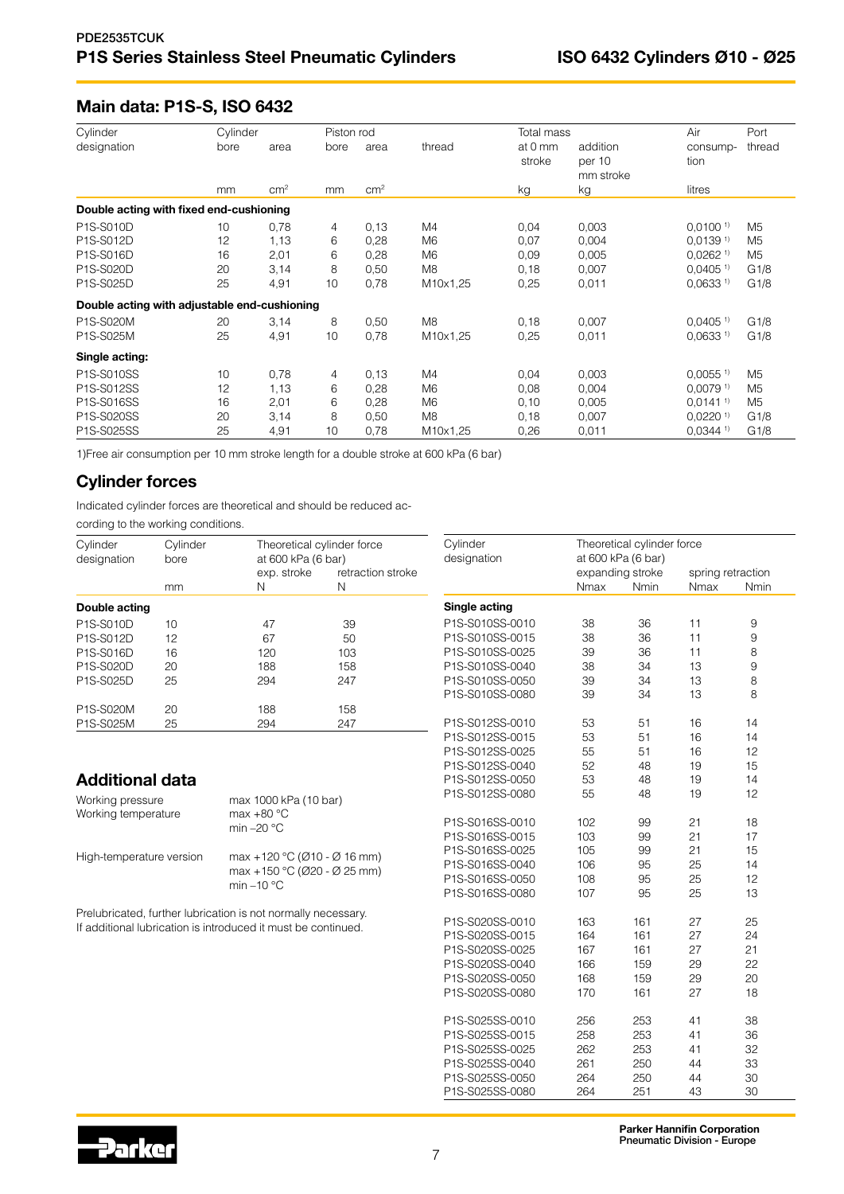## Main data: P1S-S, ISO 6432

| Cylinder designation | Cylinder bore | Cylinder area | Piston rod bore | Piston rod area | Piston rod thread | Total mass at 0 mm stroke | Total mass addition per 10 mm stroke | Air consumption | Port thread |
|---|---|---|---|---|---|---|---|---|---|
| | mm | cm² | mm | cm² | | kg | kg | litres | |
| **Double acting with fixed end-cushioning** | | | | | | | | | |
| P1S-S010D | 10 | 0,78 | 4 | 0,13 | M4 | 0,04 | 0,003 | 0,0100 1) | M5 |
| P1S-S012D | 12 | 1,13 | 6 | 0,28 | M6 | 0,07 | 0,004 | 0,0139 1) | M5 |
| P1S-S016D | 16 | 2,01 | 6 | 0,28 | M6 | 0,09 | 0,005 | 0,0262 1) | M5 |
| P1S-S020D | 20 | 3,14 | 8 | 0,50 | M8 | 0,18 | 0,007 | 0,0405 1) | G1/8 |
| P1S-S025D | 25 | 4,91 | 10 | 0,78 | M10x1,25 | 0,25 | 0,011 | 0,0633 1) | G1/8 |
| **Double acting with adjustable end-cushioning** | | | | | | | | | |
| P1S-S020M | 20 | 3,14 | 8 | 0,50 | M8 | 0,18 | 0,007 | 0,0405 1) | G1/8 |
| P1S-S025M | 25 | 4,91 | 10 | 0,78 | M10x1,25 | 0,25 | 0,011 | 0,0633 1) | G1/8 |
| **Single acting:** | | | | | | | | | |
| P1S-S010SS | 10 | 0,78 | 4 | 0,13 | M4 | 0,04 | 0,003 | 0,0055 1) | M5 |
| P1S-S012SS | 12 | 1,13 | 6 | 0,28 | M6 | 0,08 | 0,004 | 0,0079 1) | M5 |
| P1S-S016SS | 16 | 2,01 | 6 | 0,28 | M6 | 0,10 | 0,005 | 0,0141 1) | M5 |
| P1S-S020SS | 20 | 3,14 | 8 | 0,50 | M8 | 0,18 | 0,007 | 0,0220 1) | G1/8 |
| P1S-S025SS | 25 | 4,91 | 10 | 0,78 | M10x1,25 | 0,26 | 0,011 | 0,0344 1) | G1/8 |

1)Free air consumption per 10 mm stroke length for a double stroke at 600 kPa (6 bar)

## Cylinder forces

Indicated cylinder forces are theoretical and should be reduced according to the working conditions.

| Cylinder designation | Cylinder bore | Theoretical cylinder force at 600 kPa (6 bar) exp. stroke | Theoretical cylinder force at 600 kPa (6 bar) retraction stroke |
|---|---|---|---|
| | mm | N | N |
| **Double acting** | | | |
| P1S-S010D | 10 | 47 | 39 |
| P1S-S012D | 12 | 67 | 50 |
| P1S-S016D | 16 | 120 | 103 |
| P1S-S020D | 20 | 188 | 158 |
| P1S-S025D | 25 | 294 | 247 |
| P1S-S020M | 20 | 188 | 158 |
| P1S-S025M | 25 | 294 | 247 |

| Cylinder designation | Theoretical cylinder force at 600 kPa (6 bar) expanding stroke | | spring retraction | |
|---|---|---|---|---|
| | Nmax | Nmin | Nmax | Nmin |
| **Single acting** | | | | |
| P1S-S010SS-0010 | 38 | 36 | 11 | 9 |
| P1S-S010SS-0015 | 38 | 36 | 11 | 9 |
| P1S-S010SS-0025 | 39 | 36 | 11 | 8 |
| P1S-S010SS-0040 | 38 | 34 | 13 | 9 |
| P1S-S010SS-0050 | 39 | 34 | 13 | 8 |
| P1S-S010SS-0080 | 39 | 34 | 13 | 8 |
| P1S-S012SS-0010 | 53 | 51 | 16 | 14 |
| P1S-S012SS-0015 | 53 | 51 | 16 | 14 |
| P1S-S012SS-0025 | 55 | 51 | 16 | 12 |
| P1S-S012SS-0040 | 52 | 48 | 19 | 15 |
| P1S-S012SS-0050 | 53 | 48 | 19 | 14 |
| P1S-S012SS-0080 | 55 | 48 | 19 | 12 |
| P1S-S016SS-0010 | 102 | 99 | 21 | 18 |
| P1S-S016SS-0015 | 103 | 99 | 21 | 17 |
| P1S-S016SS-0025 | 105 | 99 | 21 | 15 |
| P1S-S016SS-0040 | 106 | 95 | 25 | 14 |
| P1S-S016SS-0050 | 108 | 95 | 25 | 12 |
| P1S-S016SS-0080 | 107 | 95 | 25 | 13 |
| P1S-S020SS-0010 | 163 | 161 | 27 | 25 |
| P1S-S020SS-0015 | 164 | 161 | 27 | 24 |
| P1S-S020SS-0025 | 167 | 161 | 27 | 21 |
| P1S-S020SS-0040 | 166 | 159 | 29 | 22 |
| P1S-S020SS-0050 | 168 | 159 | 29 | 20 |
| P1S-S020SS-0080 | 170 | 161 | 27 | 18 |
| P1S-S025SS-0010 | 256 | 253 | 41 | 38 |
| P1S-S025SS-0015 | 258 | 253 | 41 | 36 |
| P1S-S025SS-0025 | 262 | 253 | 41 | 32 |
| P1S-S025SS-0040 | 261 | 250 | 44 | 33 |
| P1S-S025SS-0050 | 264 | 250 | 44 | 30 |
| P1S-S025SS-0080 | 264 | 251 | 43 | 30 |

## Additional data

| | |
|---|---|
| Working pressure | max 1000 kPa (10 bar) |
| Working temperature | max +80 °C<br>min –20 °C |
| High-temperature version | max +120 °C (Ø10 - Ø 16 mm)<br>max +150 °C (Ø20 - Ø 25 mm)<br>min –10 °C |

Prelubricated, further lubrication is not normally necessary.
If additional lubrication is introduced it must be continued.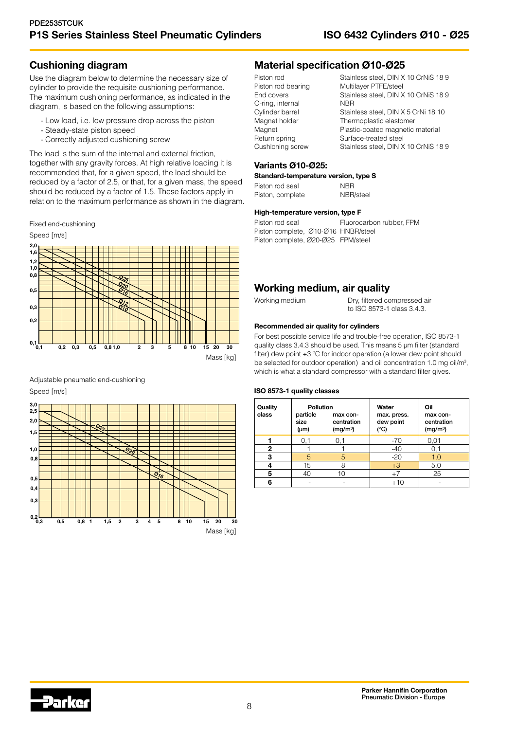## Cushioning diagram

Use the diagram below to determine the necessary size of cylinder to provide the requisite cushioning performance. The maximum cushioning performance, as indicated in the diagram, is based on the following assumptions:

- Low load, i.e. low pressure drop across the piston
- Steady-state piston speed
- Correctly adjusted cushioning screw

The load is the sum of the internal and external friction, together with any gravity forces. At high relative loading it is recommended that, for a given speed, the load should be reduced by a factor of 2.5, or that, for a given mass, the speed should be reduced by a factor of 1.5. These factors apply in relation to the maximum performance as shown in the diagram.

Fixed end-cushioning

Speed [m/s]

Mass [kg]

Adjustable pneumatic end-cushioning

Speed [m/s]

Mass [kg]

## Material specification Ø10-Ø25

| | |
|---|---|
| Piston rod | Stainless steel, DIN X 10 CrNiS 18 9 |
| Piston rod bearing | Multilayer PTFE/steel |
| End covers | Stainless steel, DIN X 10 CrNiS 18 9 |
| O-ring, internal | NBR |
| Cylinder barrel | Stainless steel, DIN X 5 CrNi 18 10 |
| Magnet holder | Thermoplastic elastomer |
| Magnet | Plastic-coated magnetic material |
| Return spring | Surface-treated steel |
| Cushioning screw | Stainless steel, DIN X 10 CrNiS 18 9 |

### Variants Ø10-Ø25:

**Standard-temperature version, type S**

| | |
|---|---|
| Piston rod seal | NBR |
| Piston, complete | NBR/steel |

**High-temperature version, type F**

| | |
|---|---|
| Piston rod seal | Fluorocarbon rubber, FPM |
| Piston complete, Ø10-Ø16 | HNBR/steel |
| Piston complete, Ø20-Ø25 | FPM/steel |

## Working medium, air quality

| | |
|---|---|
| Working medium | Dry, filtered compressed air to ISO 8573-1 class 3.4.3. |

**Recommended air quality for cylinders**

For best possible service life and trouble-free operation, ISO 8573-1 quality class 3.4.3 should be used. This means 5 µm filter (standard filter) dew point +3 °C for indoor operation (a lower dew point should be selected for outdoor operation) and oil concentration 1.0 mg oil/m³, which is what a standard compressor with a standard filter gives.

**ISO 8573-1 quality classes**

| Quality class | Pollution particle size (µm) | Pollution max concentration (mg/m³) | Water max. press. dew point (°C) | Oil max concentration (mg/m³) |
|---|---|---|---|---|
| 1 | 0,1 | 0,1 | -70 | 0,01 |
| 2 | 1 | 1 | -40 | 0,1 |
| 3 | 5 | 5 | -20 | 1,0 |
| 4 | 15 | 8 | +3 | 5,0 |
| 5 | 40 | 10 | +7 | 25 |
| 6 | - | - | +10 | - |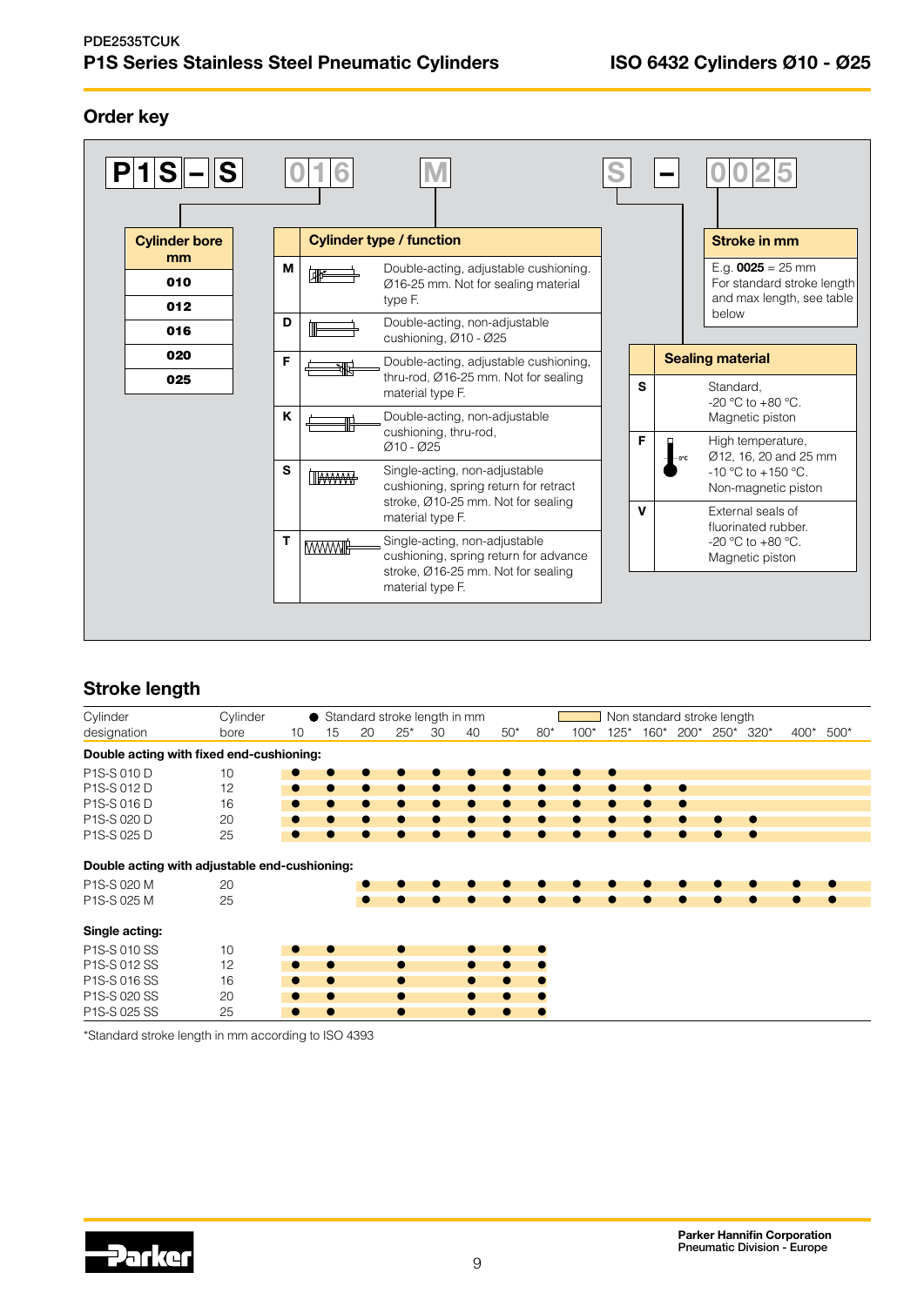## Order key

| P1S | – | S | 016 | M | S | – | 0025 |
|---|---|---|---|---|---|---|---|

| Cylinder bore mm |
|---|
| 010 |
| 012 |
| 016 |
| 020 |
| 025 |

| | Cylinder type / function |
|---|---|
| M | Double-acting, adjustable cushioning. Ø16-25 mm. Not for sealing material type F. |
| D | Double-acting, non-adjustable cushioning, Ø10 - Ø25 |
| F | Double-acting, adjustable cushioning, thru-rod, Ø16-25 mm. Not for sealing material type F. |
| K | Double-acting, non-adjustable cushioning, thru-rod, Ø10 - Ø25 |
| S | Single-acting, non-adjustable cushioning, spring return for retract stroke, Ø10-25 mm. Not for sealing material type F. |
| T | Single-acting, non-adjustable cushioning, spring return for advance stroke, Ø16-25 mm. Not for sealing material type F. |

| | Sealing material |
|---|---|
| S | Standard, -20 °C to +80 °C. Magnetic piston |
| F | High temperature, Ø12, 16, 20 and 25 mm -10 °C to +150 °C. Non-magnetic piston |
| V | External seals of fluorinated rubber. -20 °C to +80 °C. Magnetic piston |

| Stroke in mm |
|---|
| E.g. **0025** = 25 mm For standard stroke length and max length, see table below |

## Stroke length

● Standard stroke length in mm — shaded: Non standard stroke length

| Cylinder designation | Cylinder bore | 10 | 15 | 20 | 25* | 30 | 40 | 50* | 80* | 100* | 125* | 160* | 200* | 250* | 320* | 400* | 500* |
|---|---|---|---|---|---|---|---|---|---|---|---|---|---|---|---|---|---|
| **Double acting with fixed end-cushioning:** | | | | | | | | | | | | | | | | | |
| P1S-S 010 D | 10 | ● | ● | ● | ● | ● | ● | ● | ● | ● | ● | | | | | | |
| P1S-S 012 D | 12 | ● | ● | ● | ● | ● | ● | ● | ● | ● | ● | ● | ● | | | | |
| P1S-S 016 D | 16 | ● | ● | ● | ● | ● | ● | ● | ● | ● | ● | ● | ● | | | | |
| P1S-S 020 D | 20 | ● | ● | ● | ● | ● | ● | ● | ● | ● | ● | ● | ● | ● | ● | | |
| P1S-S 025 D | 25 | ● | ● | ● | ● | ● | ● | ● | ● | ● | ● | ● | ● | ● | ● | | |
| **Double acting with adjustable end-cushioning:** | | | | | | | | | | | | | | | | | |
| P1S-S 020 M | 20 | | | ● | ● | ● | ● | ● | ● | ● | ● | ● | ● | ● | ● | ● | ● |
| P1S-S 025 M | 25 | | | ● | ● | ● | ● | ● | ● | ● | ● | ● | ● | ● | ● | ● | ● |
| **Single acting:** | | | | | | | | | | | | | | | | | |
| P1S-S 010 SS | 10 | ● | ● | | ● | | ● | ● | ● | | | | | | | | |
| P1S-S 012 SS | 12 | ● | ● | | ● | | ● | ● | ● | | | | | | | | |
| P1S-S 016 SS | 16 | ● | ● | | ● | | ● | ● | ● | | | | | | | | |
| P1S-S 020 SS | 20 | ● | ● | | ● | | ● | ● | ● | | | | | | | | |
| P1S-S 025 SS | 25 | ● | ● | | ● | | ● | ● | ● | | | | | | | | |

*Standard stroke length in mm according to ISO 4393

Parker Hannifin Corporation
Pneumatic Division - Europe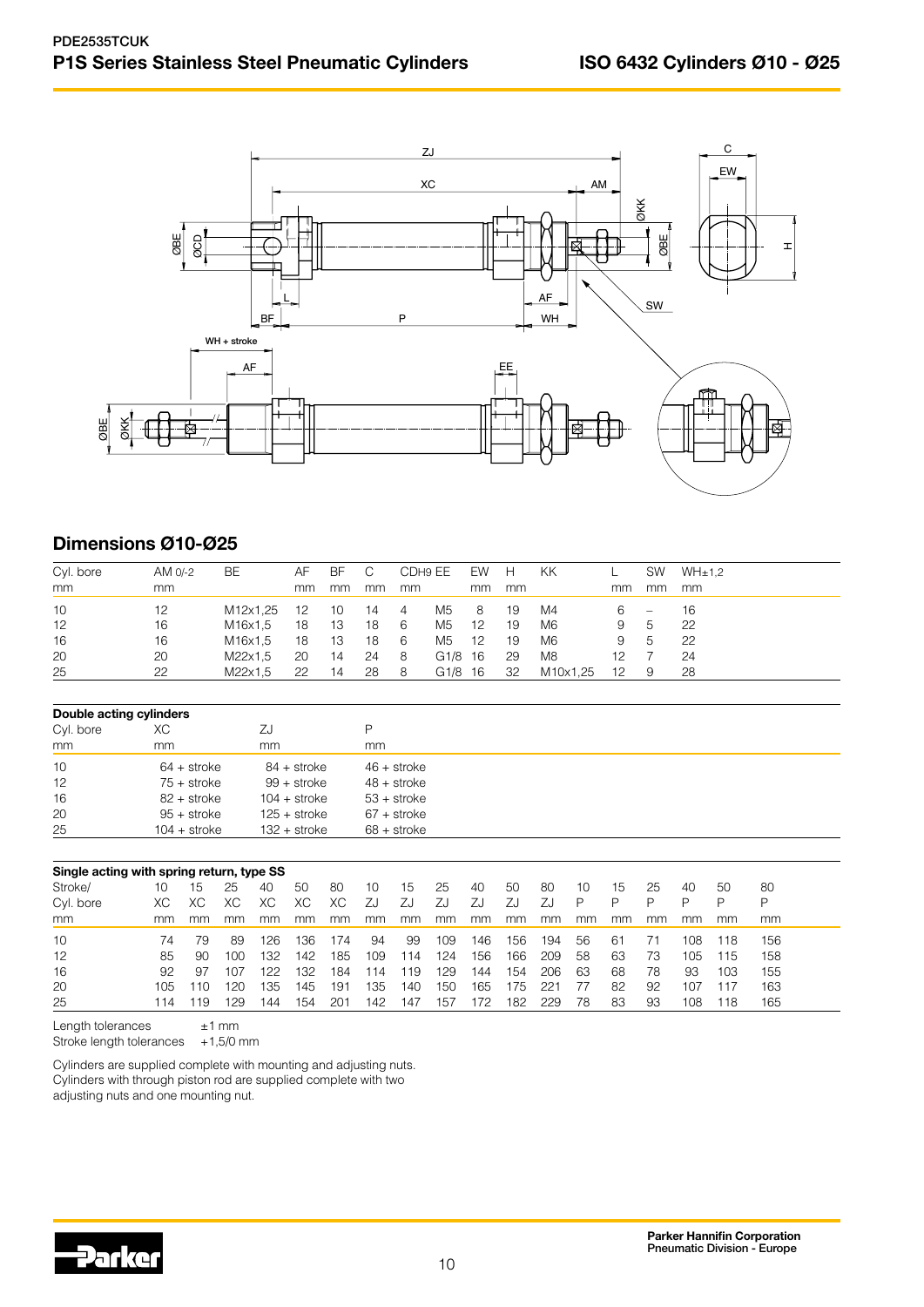## Dimensions Ø10-Ø25

| Cyl. bore mm | AM 0/-2 mm | BE | AF mm | BF mm | C mm | CDH9 mm | EE | EW mm | H mm | KK | L mm | SW mm | WH±1,2 mm |
|---|---|---|---|---|---|---|---|---|---|---|---|---|---|
| 10 | 12 | M12x1,25 | 12 | 10 | 14 | 4 | M5 | 8 | 19 | M4 | 6 | – | 16 |
| 12 | 16 | M16x1,5 | 18 | 13 | 18 | 6 | M5 | 12 | 19 | M6 | 9 | 5 | 22 |
| 16 | 16 | M16x1,5 | 18 | 13 | 18 | 6 | M5 | 12 | 19 | M6 | 9 | 5 | 22 |
| 20 | 20 | M22x1,5 | 20 | 14 | 24 | 8 | G1/8 | 16 | 29 | M8 | 12 | 7 | 24 |
| 25 | 22 | M22x1,5 | 22 | 14 | 28 | 8 | G1/8 | 16 | 32 | M10x1,25 | 12 | 9 | 28 |

**Double acting cylinders**

| Cyl. bore mm | XC mm | ZJ mm | P mm |
|---|---|---|---|
| 10 | 64 + stroke | 84 + stroke | 46 + stroke |
| 12 | 75 + stroke | 99 + stroke | 48 + stroke |
| 16 | 82 + stroke | 104 + stroke | 53 + stroke |
| 20 | 95 + stroke | 125 + stroke | 67 + stroke |
| 25 | 104 + stroke | 132 + stroke | 68 + stroke |

**Single acting with spring return, type SS**

| Stroke/ | 10 | 15 | 25 | 40 | 50 | 80 | 10 | 15 | 25 | 40 | 50 | 80 | 10 | 15 | 25 | 40 | 50 | 80 |
|---|---|---|---|---|---|---|---|---|---|---|---|---|---|---|---|---|---|---|
| Cyl. bore | XC | XC | XC | XC | XC | XC | ZJ | ZJ | ZJ | ZJ | ZJ | ZJ | P | P | P | P | P | P |
| mm | mm | mm | mm | mm | mm | mm | mm | mm | mm | mm | mm | mm | mm | mm | mm | mm | mm | mm |
| 10 | 74 | 79 | 89 | 126 | 136 | 174 | 94 | 99 | 109 | 146 | 156 | 194 | 56 | 61 | 71 | 108 | 118 | 156 |
| 12 | 85 | 90 | 100 | 132 | 142 | 185 | 109 | 114 | 124 | 156 | 166 | 209 | 58 | 63 | 73 | 105 | 115 | 158 |
| 16 | 92 | 97 | 107 | 122 | 132 | 184 | 114 | 119 | 129 | 144 | 154 | 206 | 63 | 68 | 78 | 93 | 103 | 155 |
| 20 | 105 | 110 | 120 | 135 | 145 | 191 | 135 | 140 | 150 | 165 | 175 | 221 | 77 | 82 | 92 | 107 | 117 | 163 |
| 25 | 114 | 119 | 129 | 144 | 154 | 201 | 142 | 147 | 157 | 172 | 182 | 229 | 78 | 83 | 93 | 108 | 118 | 165 |

Length tolerances ±1 mm
Stroke length tolerances +1,5/0 mm

Cylinders are supplied complete with mounting and adjusting nuts.
Cylinders with through piston rod are supplied complete with two adjusting nuts and one mounting nut.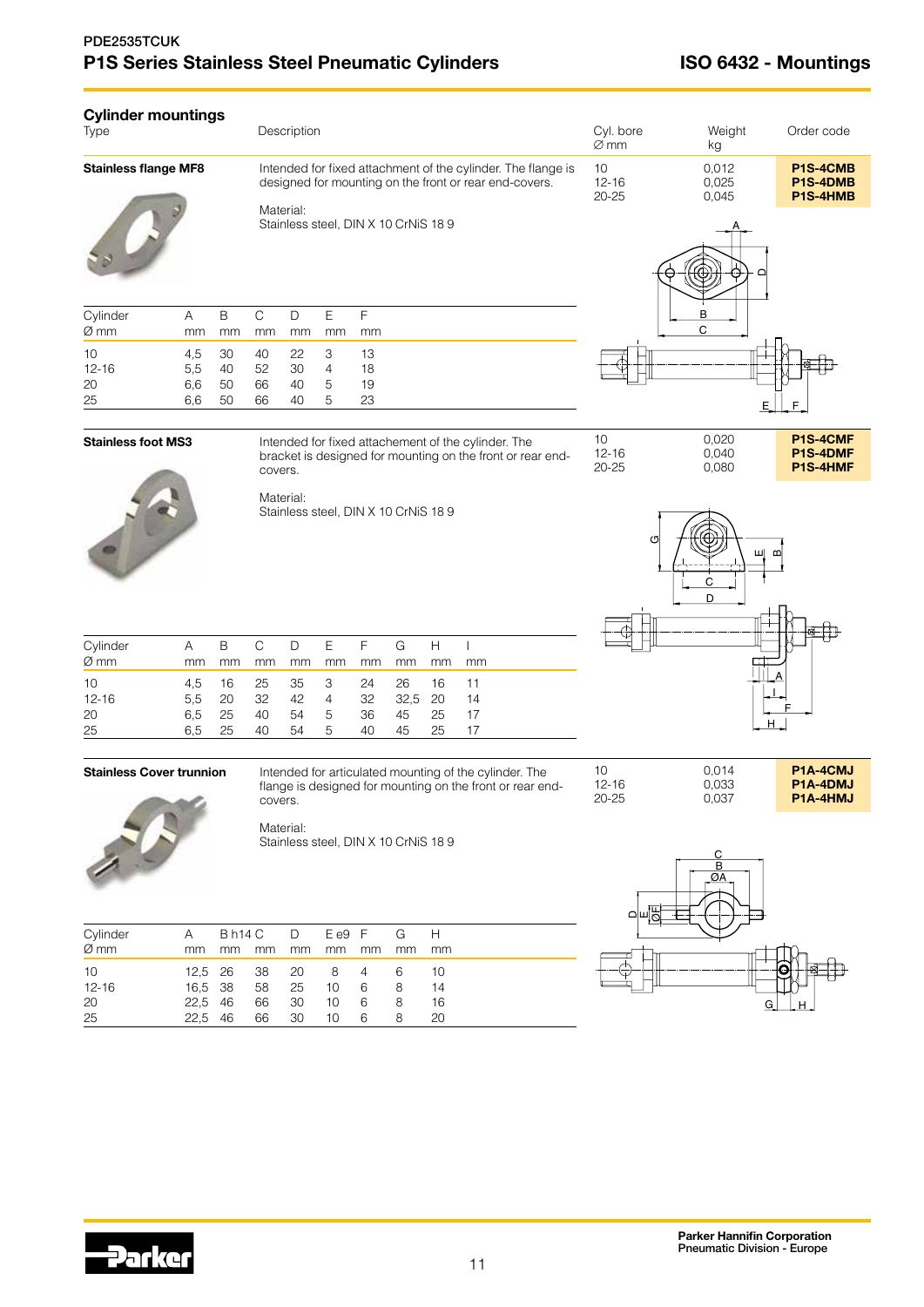## Cylinder mountings

| Type | Description | Cyl. bore Ø mm | Weight kg | Order code |
|---|---|---|---|---|
| **Stainless flange MF8** | Intended for fixed attachment of the cylinder. The flange is designed for mounting on the front or rear end-covers.<br><br>Material:<br>Stainless steel, DIN X 10 CrNiS 18 9 | 10<br>12-16<br>20-25 | 0,012<br>0,025<br>0,045 | **P1S-4CMB**<br>**P1S-4DMB**<br>**P1S-4HMB** |

| Cylinder Ø mm | A mm | B mm | C mm | D mm | E mm | F mm |
|---|---|---|---|---|---|---|
| 10 | 4,5 | 30 | 40 | 22 | 3 | 13 |
| 12-16 | 5,5 | 40 | 52 | 30 | 4 | 18 |
| 20 | 6,6 | 50 | 66 | 40 | 5 | 19 |
| 25 | 6,6 | 50 | 66 | 40 | 5 | 23 |

| Type | Description | Cyl. bore Ø mm | Weight kg | Order code |
|---|---|---|---|---|
| **Stainless foot MS3** | Intended for fixed attachement of the cylinder. The bracket is designed for mounting on the front or rear end-covers.<br><br>Material:<br>Stainless steel, DIN X 10 CrNiS 18 9 | 10<br>12-16<br>20-25 | 0,020<br>0,040<br>0,080 | **P1S-4CMF**<br>**P1S-4DMF**<br>**P1S-4HMF** |

| Cylinder Ø mm | A mm | B mm | C mm | D mm | E mm | F mm | G mm | H mm | I mm |
|---|---|---|---|---|---|---|---|---|---|
| 10 | 4,5 | 16 | 25 | 35 | 3 | 24 | 26 | 16 | 11 |
| 12-16 | 5,5 | 20 | 32 | 42 | 4 | 32 | 32,5 | 20 | 14 |
| 20 | 6,5 | 25 | 40 | 54 | 5 | 36 | 45 | 25 | 17 |
| 25 | 6,5 | 25 | 40 | 54 | 5 | 40 | 45 | 25 | 17 |

| Type | Description | Cyl. bore Ø mm | Weight kg | Order code |
|---|---|---|---|---|
| **Stainless Cover trunnion** | Intended for articulated mounting of the cylinder. The flange is designed for mounting on the front or rear end-covers.<br><br>Material:<br>Stainless steel, DIN X 10 CrNiS 18 9 | 10<br>12-16<br>20-25 | 0,014<br>0,033<br>0,037 | **P1A-4CMJ**<br>**P1A-4DMJ**<br>**P1A-4HMJ** |

| Cylinder Ø mm | A mm | B h14 mm | C mm | D mm | E e9 mm | F mm | G mm | H mm |
|---|---|---|---|---|---|---|---|---|
| 10 | 12,5 | 26 | 38 | 20 | 8 | 4 | 6 | 10 |
| 12-16 | 16,5 | 38 | 58 | 25 | 10 | 6 | 8 | 14 |
| 20 | 22,5 | 46 | 66 | 30 | 10 | 6 | 8 | 16 |
| 25 | 22,5 | 46 | 66 | 30 | 10 | 6 | 8 | 20 |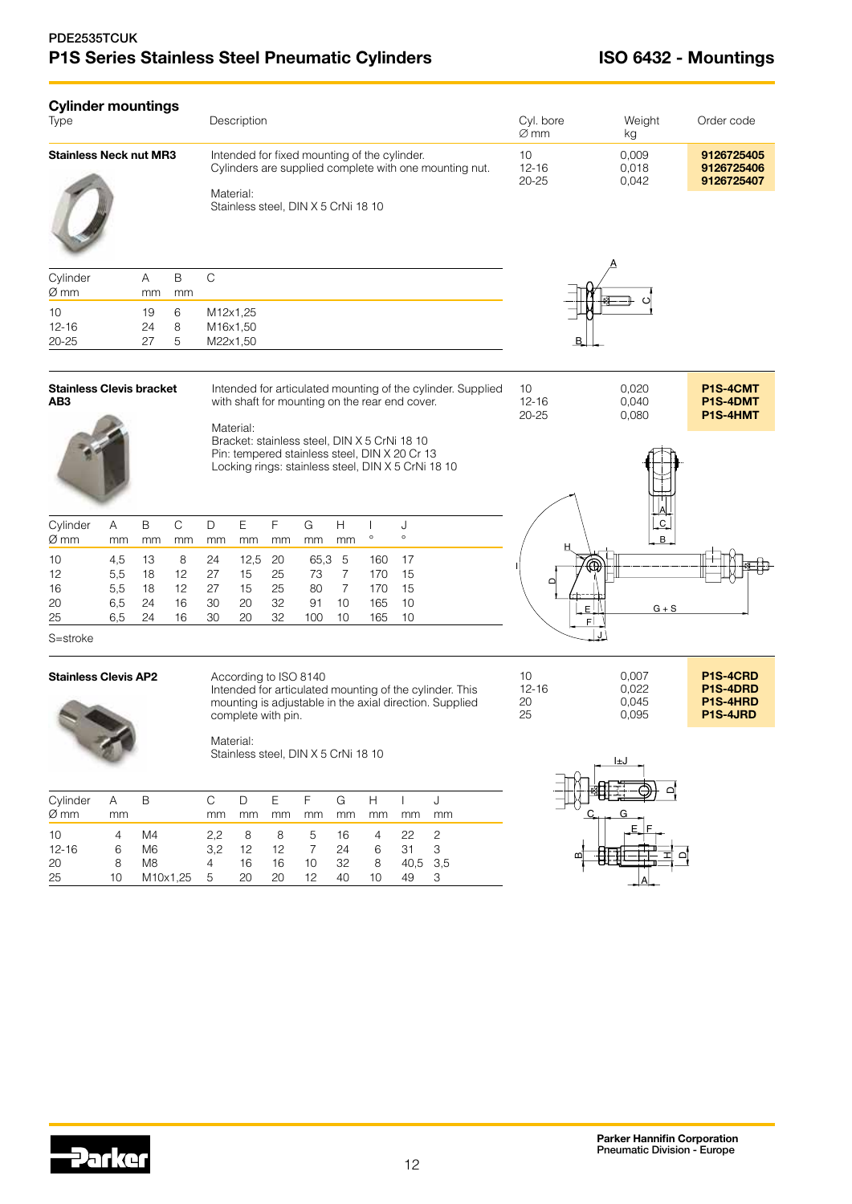# P1S Series Stainless Steel Pneumatic Cylinders

# ISO 6432 - Mountings

## Cylinder mountings

| Type | Description | Cyl. bore Ø mm | Weight kg | Order code |
|---|---|---|---|---|
| **Stainless Neck nut MR3** | Intended for fixed mounting of the cylinder. Cylinders are supplied complete with one mounting nut. Material: Stainless steel, DIN X 5 CrNi 18 10 | 10<br>12-16<br>20-25 | 0,009<br>0,018<br>0,042 | **9126725405**<br>**9126725406**<br>**9126725407** |

| Cylinder Ø mm | A mm | B mm | C |
|---|---|---|---|
| 10 | 19 | 6 | M12x1,25 |
| 12-16 | 24 | 8 | M16x1,50 |
| 20-25 | 27 | 5 | M22x1,50 |

| Type | Description | Cyl. bore Ø mm | Weight kg | Order code |
|---|---|---|---|---|
| **Stainless Clevis bracket AB3** | Intended for articulated mounting of the cylinder. Supplied with shaft for mounting on the rear end cover. Material: Bracket: stainless steel, DIN X 5 CrNi 18 10; Pin: tempered stainless steel, DIN X 20 Cr 13; Locking rings: stainless steel, DIN X 5 CrNi 18 10 | 10<br>12-16<br>20-25 | 0,020<br>0,040<br>0,080 | **P1S-4CMT**<br>**P1S-4DMT**<br>**P1S-4HMT** |

| Cylinder Ø mm | A mm | B mm | C mm | D mm | E mm | F mm | G mm | H mm | I ° | J ° |
|---|---|---|---|---|---|---|---|---|---|---|
| 10 | 4,5 | 13 | 8 | 24 | 12,5 | 20 | 65,3 | 5 | 160 | 17 |
| 12 | 5,5 | 18 | 12 | 27 | 15 | 25 | 73 | 7 | 170 | 15 |
| 16 | 5,5 | 18 | 12 | 27 | 15 | 25 | 80 | 7 | 170 | 15 |
| 20 | 6,5 | 24 | 16 | 30 | 20 | 32 | 91 | 10 | 165 | 10 |
| 25 | 6,5 | 24 | 16 | 30 | 20 | 32 | 100 | 10 | 165 | 10 |

S=stroke

| Type | Description | Cyl. bore Ø mm | Weight kg | Order code |
|---|---|---|---|---|
| **Stainless Clevis AP2** | According to ISO 8140. Intended for articulated mounting of the cylinder. This mounting is adjustable in the axial direction. Supplied complete with pin. Material: Stainless steel, DIN X 5 CrNi 18 10 | 10<br>12-16<br>20<br>25 | 0,007<br>0,022<br>0,045<br>0,095 | **P1S-4CRD**<br>**P1S-4DRD**<br>**P1S-4HRD**<br>**P1S-4JRD** |

| Cylinder Ø mm | A mm | B | C mm | D mm | E mm | F mm | G mm | H mm | I mm | J mm |
|---|---|---|---|---|---|---|---|---|---|---|
| 10 | 4 | M4 | 2,2 | 8 | 8 | 5 | 16 | 4 | 22 | 2 |
| 12-16 | 6 | M6 | 3,2 | 12 | 12 | 7 | 24 | 6 | 31 | 3 |
| 20 | 8 | M8 | 4 | 16 | 16 | 10 | 32 | 8 | 40,5 | 3,5 |
| 25 | 10 | M10x1,25 | 5 | 20 | 20 | 12 | 40 | 10 | 49 | 3 |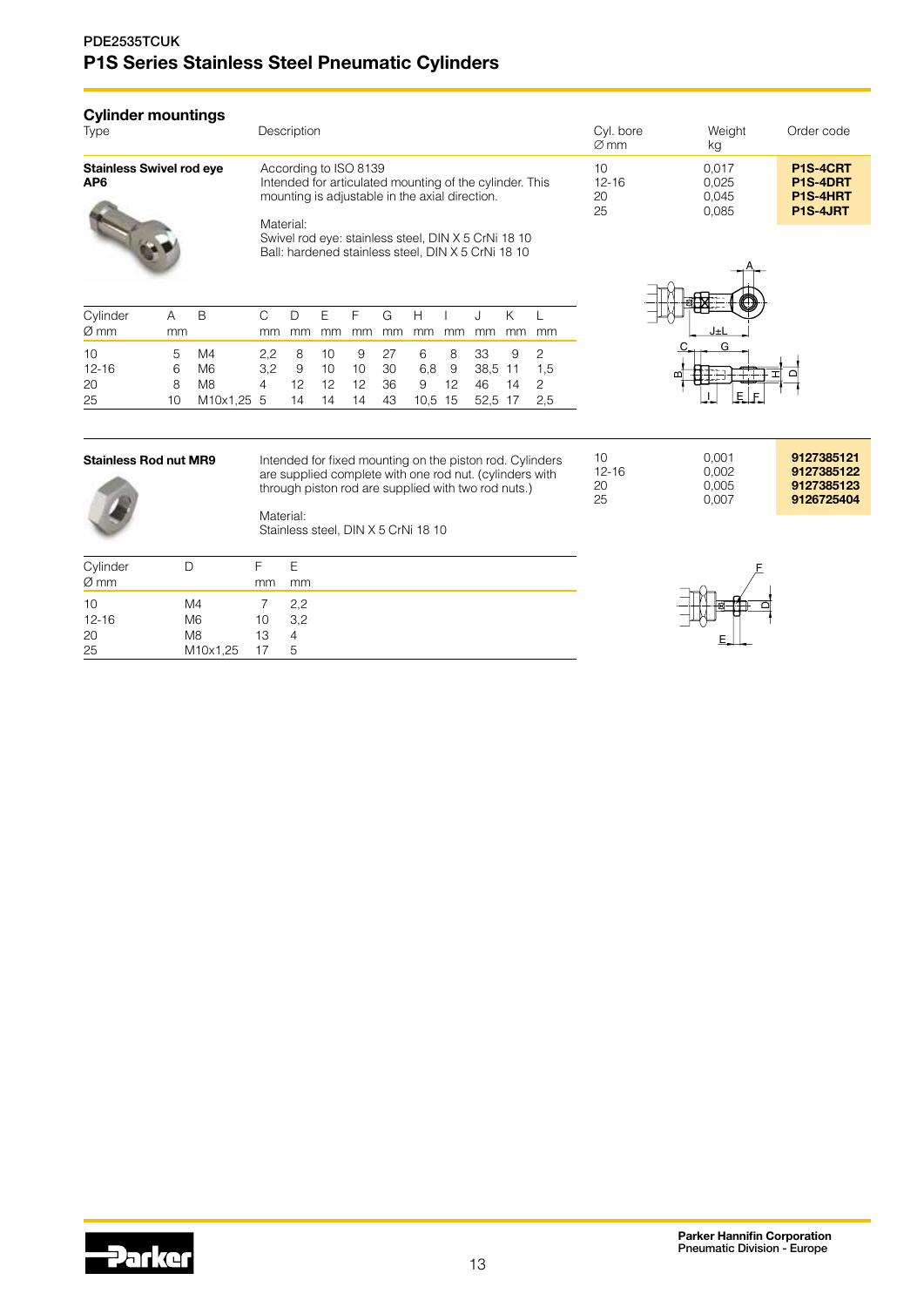PDE2535TCUK

# P1S Series Stainless Steel Pneumatic Cylinders

## Cylinder mountings

| Type | Description | Cyl. bore Ø mm | Weight kg | Order code |
|---|---|---|---|---|
| **Stainless Swivel rod eye AP6** | According to ISO 8139<br>Intended for articulated mounting of the cylinder. This mounting is adjustable in the axial direction.<br><br>Material:<br>Swivel rod eye: stainless steel, DIN X 5 CrNi 18 10<br>Ball: hardened stainless steel, DIN X 5 CrNi 18 10 | 10<br>12-16<br>20<br>25 | 0,017<br>0,025<br>0,045<br>0,085 | **P1S-4CRT**<br>**P1S-4DRT**<br>**P1S-4HRT**<br>**P1S-4JRT** |

| Cylinder Ø mm | A mm | B | C mm | D mm | E mm | F mm | G mm | H mm | I mm | J mm | K mm | L mm |
|---|---|---|---|---|---|---|---|---|---|---|---|---|
| 10 | 5 | M4 | 2,2 | 8 | 10 | 9 | 27 | 6 | 8 | 33 | 9 | 2 |
| 12-16 | 6 | M6 | 3,2 | 9 | 10 | 10 | 30 | 6,8 | 9 | 38,5 | 11 | 1,5 |
| 20 | 8 | M8 | 4 | 12 | 12 | 12 | 36 | 9 | 12 | 46 | 14 | 2 |
| 25 | 10 | M10x1,25 | 5 | 14 | 14 | 14 | 43 | 10,5 | 15 | 52,5 | 17 | 2,5 |

| Type | Description | Cyl. bore Ø mm | Weight kg | Order code |
|---|---|---|---|---|
| **Stainless Rod nut MR9** | Intended for fixed mounting on the piston rod. Cylinders are supplied complete with one rod nut. (cylinders with through piston rod are supplied with two rod nuts.)<br><br>Material:<br>Stainless steel, DIN X 5 CrNi 18 10 | 10<br>12-16<br>20<br>25 | 0,001<br>0,002<br>0,005<br>0,007 | **9127385121**<br>**9127385122**<br>**9127385123**<br>**9126725404** |

| Cylinder Ø mm | D | F mm | E mm |
|---|---|---|---|
| 10 | M4 | 7 | 2,2 |
| 12-16 | M6 | 10 | 3,2 |
| 20 | M8 | 13 | 4 |
| 25 | M10x1,25 | 17 | 5 |

Parker Hannifin Corporation
Pneumatic Division - Europe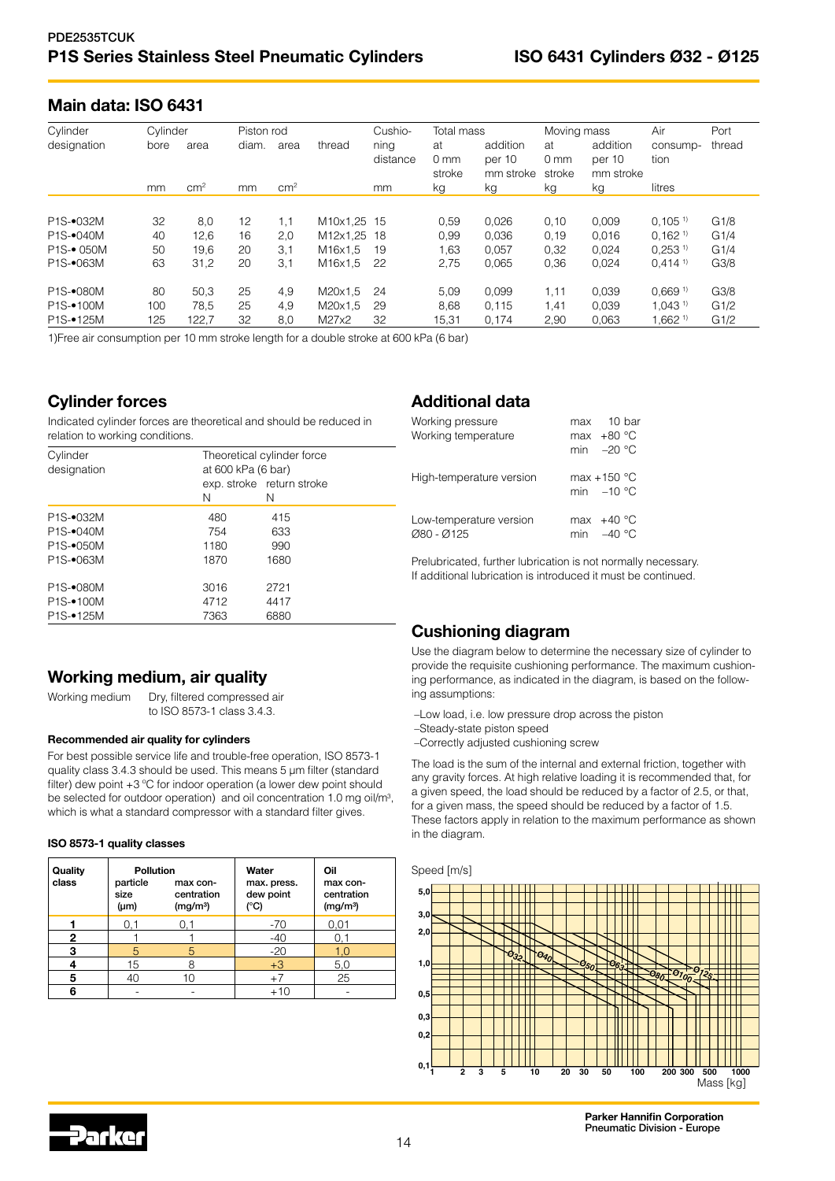## Main data: ISO 6431

| Cylinder designation | Cylinder bore | Cylinder area | Piston rod diam. | Piston rod area | thread | Cushioning distance | Total mass at 0 mm stroke | Total mass addition per 10 mm stroke | Moving mass at 0 mm stroke | Moving mass addition per 10 mm stroke | Air consumption | Port thread |
|---|---|---|---|---|---|---|---|---|---|---|---|---|
| | mm | cm² | mm | cm² | | mm | kg | kg | kg | kg | litres | |
| P1S-•032M | 32 | 8,0 | 12 | 1,1 | M10x1,25 | 15 | 0,59 | 0,026 | 0,10 | 0,009 | 0,105 [1)] | G1/8 |
| P1S-•040M | 40 | 12,6 | 16 | 2,0 | M12x1,25 | 18 | 0,99 | 0,036 | 0,19 | 0,016 | 0,162 [1)] | G1/4 |
| P1S-• 050M | 50 | 19,6 | 20 | 3,1 | M16x1,5 | 19 | 1,63 | 0,057 | 0,32 | 0,024 | 0,253 [1)] | G1/4 |
| P1S-•063M | 63 | 31,2 | 20 | 3,1 | M16x1,5 | 22 | 2,75 | 0,065 | 0,36 | 0,024 | 0,414 [1)] | G3/8 |
| P1S-•080M | 80 | 50,3 | 25 | 4,9 | M20x1,5 | 24 | 5,09 | 0,099 | 1,11 | 0,039 | 0,669 [1)] | G3/8 |
| P1S-•100M | 100 | 78,5 | 25 | 4,9 | M20x1,5 | 29 | 8,68 | 0,115 | 1,41 | 0,039 | 1,043 [1)] | G1/2 |
| P1S-•125M | 125 | 122,7 | 32 | 8,0 | M27x2 | 32 | 15,31 | 0,174 | 2,90 | 0,063 | 1,662 [1)] | G1/2 |

1)Free air consumption per 10 mm stroke length for a double stroke at 600 kPa (6 bar)

## Cylinder forces

Indicated cylinder forces are theoretical and should be reduced in relation to working conditions.

| Cylinder designation | Theoretical cylinder force at 600 kPa (6 bar) exp. stroke | return stroke |
|---|---|---|
| | N | N |
| P1S-•032M | 480 | 415 |
| P1S-•040M | 754 | 633 |
| P1S-•050M | 1180 | 990 |
| P1S-•063M | 1870 | 1680 |
| P1S-•080M | 3016 | 2721 |
| P1S-•100M | 4712 | 4417 |
| P1S-•125M | 7363 | 6880 |

## Working medium, air quality

Working medium: Dry, filtered compressed air to ISO 8573-1 class 3.4.3.

#### Recommended air quality for cylinders

For best possible service life and trouble-free operation, ISO 8573-1 quality class 3.4.3 should be used. This means 5 µm filter (standard filter) dew point +3 °C for indoor operation (a lower dew point should be selected for outdoor operation) and oil concentration 1.0 mg oil/m³, which is what a standard compressor with a standard filter gives.

#### ISO 8573-1 quality classes

| Quality class | Pollution particle size (µm) | Pollution max concentration (mg/m³) | Water max. press. dew point (°C) | Oil max concentration (mg/m³) |
|---|---|---|---|---|
| 1 | 0,1 | 0,1 | -70 | 0,01 |
| 2 | 1 | 1 | -40 | 0,1 |
| 3 | 5 | 5 | -20 | 1,0 |
| 4 | 15 | 8 | +3 | 5,0 |
| 5 | 40 | 10 | +7 | 25 |
| 6 | - | - | +10 | - |

## Additional data

| | |
|---|---|
| Working pressure | max 10 bar |
| Working temperature | max +80 °C, min −20 °C |
| High-temperature version | max +150 °C, min −10 °C |
| Low-temperature version Ø80 - Ø125 | max +40 °C, min −40 °C |

Prelubricated, further lubrication is not normally necessary. If additional lubrication is introduced it must be continued.

## Cushioning diagram

Use the diagram below to determine the necessary size of cylinder to provide the requisite cushioning performance. The maximum cushioning performance, as indicated in the diagram, is based on the following assumptions:

- Low load, i.e. low pressure drop across the piston
- Steady-state piston speed
- Correctly adjusted cushioning screw

The load is the sum of the internal and external friction, together with any gravity forces. At high relative loading it is recommended that, for a given speed, the load should be reduced by a factor of 2.5, or that, for a given mass, the speed should be reduced by a factor of 1.5. These factors apply in relation to the maximum performance as shown in the diagram.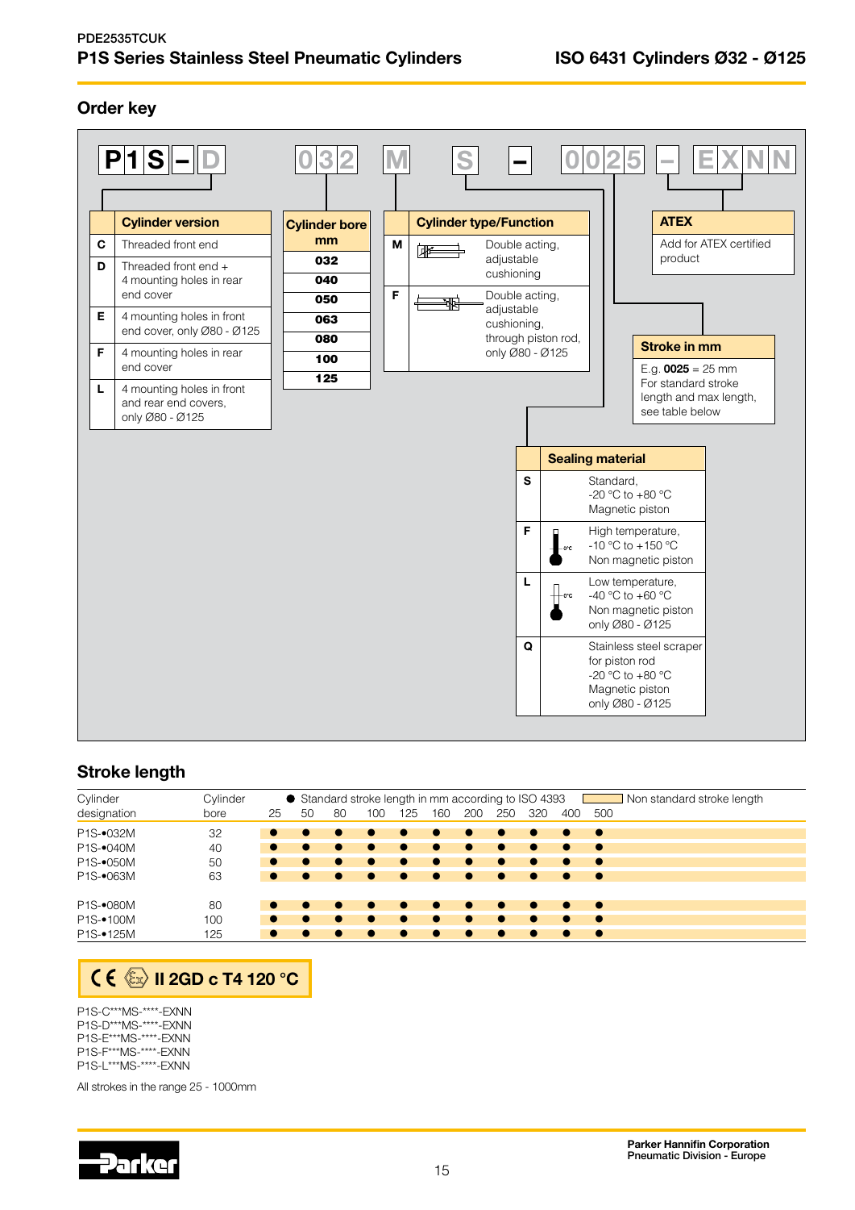## Order key

P1S – D 032 M S – 0025 – EXNN

| | Cylinder version |
|---|---|
| C | Threaded front end |
| D | Threaded front end + 4 mounting holes in rear end cover |
| E | 4 mounting holes in front end cover, only Ø80 - Ø125 |
| F | 4 mounting holes in rear end cover |
| L | 4 mounting holes in front and rear end covers, only Ø80 - Ø125 |

| Cylinder bore mm |
|---|
| 032 |
| 040 |
| 050 |
| 063 |
| 080 |
| 100 |
| 125 |

| | Cylinder type/Function |
|---|---|
| M | Double acting, adjustable cushioning |
| F | Double acting, adjustable cushioning, through piston rod, only Ø80 - Ø125 |

| ATEX |
|---|
| Add for ATEX certified product |

| Stroke in mm |
|---|
| E.g. **0025** = 25 mm For standard stroke length and max length, see table below |

| | Sealing material |
|---|---|
| S | Standard, -20 °C to +80 °C Magnetic piston |
| F | High temperature, -10 °C to +150 °C Non magnetic piston |
| L | Low temperature, -40 °C to +60 °C Non magnetic piston only Ø80 - Ø125 |
| Q | Stainless steel scraper for piston rod -20 °C to +80 °C Magnetic piston only Ø80 - Ø125 |

## Stroke length

● Standard stroke length in mm according to ISO 4393 — Non standard stroke length

| Cylinder designation | Cylinder bore | 25 | 50 | 80 | 100 | 125 | 160 | 200 | 250 | 320 | 400 | 500 |
|---|---|---|---|---|---|---|---|---|---|---|---|---|
| P1S-•032M | 32 | ● | ● | ● | ● | ● | ● | ● | ● | ● | ● | ● |
| P1S-•040M | 40 | ● | ● | ● | ● | ● | ● | ● | ● | ● | ● | ● |
| P1S-•050M | 50 | ● | ● | ● | ● | ● | ● | ● | ● | ● | ● | ● |
| P1S-•063M | 63 | ● | ● | ● | ● | ● | ● | ● | ● | ● | ● | ● |
| P1S-•080M | 80 | ● | ● | ● | ● | ● | ● | ● | ● | ● | ● | ● |
| P1S-•100M | 100 | ● | ● | ● | ● | ● | ● | ● | ● | ● | ● | ● |
| P1S-•125M | 125 | ● | ● | ● | ● | ● | ● | ● | ● | ● | ● | ● |

**CE Ex II 2GD c T4 120 °C**

P1S-C***MS-****-EXNN
P1S-D***MS-****-EXNN
P1S-E***MS-****-EXNN
P1S-F***MS-****-EXNN
P1S-L***MS-****-EXNN

All strokes in the range 25 - 1000mm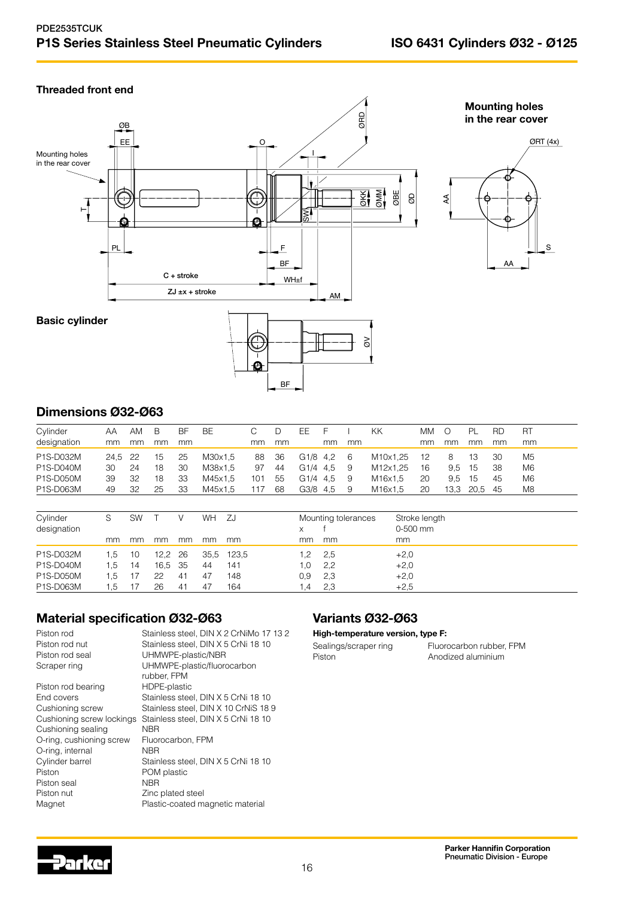## Threaded front end

## Mounting holes in the rear cover

## Basic cylinder

## Dimensions Ø32-Ø63

| Cylinder designation | AA mm | AM mm | B mm | BF mm | BE | C mm | D mm | EE | F mm | I mm | KK | MM mm | O mm | PL mm | RD mm | RT mm |
|---|---|---|---|---|---|---|---|---|---|---|---|---|---|---|---|---|
| P1S-D032M | 24,5 | 22 | 15 | 25 | M30x1,5 | 88 | 36 | G1/8 | 4,2 | 6 | M10x1,25 | 12 | 8 | 13 | 30 | M5 |
| P1S-D040M | 30 | 24 | 18 | 30 | M38x1,5 | 97 | 44 | G1/4 | 4,5 | 9 | M12x1,25 | 16 | 9,5 | 15 | 38 | M6 |
| P1S-D050M | 39 | 32 | 18 | 33 | M45x1,5 | 101 | 55 | G1/4 | 4,5 | 9 | M16x1,5 | 20 | 9,5 | 15 | 45 | M6 |
| P1S-D063M | 49 | 32 | 25 | 33 | M45x1,5 | 117 | 68 | G3/8 | 4,5 | 9 | M16x1,5 | 20 | 13,3 | 20,5 | 45 | M8 |

| Cylinder designation | S mm | SW mm | T mm | V mm | WH mm | ZJ mm | Mounting tolerances x mm | Mounting tolerances f mm | Stroke length 0-500 mm mm |
|---|---|---|---|---|---|---|---|---|---|
| P1S-D032M | 1,5 | 10 | 12,2 | 26 | 35,5 | 123,5 | 1,2 | 2,5 | +2,0 |
| P1S-D040M | 1,5 | 14 | 16,5 | 35 | 44 | 141 | 1,0 | 2,2 | +2,0 |
| P1S-D050M | 1,5 | 17 | 22 | 41 | 47 | 148 | 0,9 | 2,3 | +2,0 |
| P1S-D063M | 1,5 | 17 | 26 | 41 | 47 | 164 | 1,4 | 2,3 | +2,5 |

## Material specification Ø32-Ø63

| Part | Material |
|---|---|
| Piston rod | Stainless steel, DIN X 2 CrNiMo 17 13 2 |
| Piston rod nut | Stainless steel, DIN X 5 CrNi 18 10 |
| Piston rod seal | UHMWPE-plastic/NBR |
| Scraper ring | UHMWPE-plastic/fluorocarbon rubber, FPM |
| Piston rod bearing | HDPE-plastic |
| End covers | Stainless steel, DIN X 5 CrNi 18 10 |
| Cushioning screw | Stainless steel, DIN X 10 CrNiS 18 9 |
| Cushioning screw lockings | Stainless steel, DIN X 5 CrNi 18 10 |
| Cushioning sealing | NBR |
| O-ring, cushioning screw | Fluorocarbon, FPM |
| O-ring, internal | NBR |
| Cylinder barrel | Stainless steel, DIN X 5 CrNi 18 10 |
| Piston | POM plastic |
| Piston seal | NBR |
| Piston nut | Zinc plated steel |
| Magnet | Plastic-coated magnetic material |

## Variants Ø32-Ø63

**High-temperature version, type F:**

| Part | Material |
|---|---|
| Sealings/scraper ring | Fluorocarbon rubber, FPM |
| Piston | Anodized aluminium |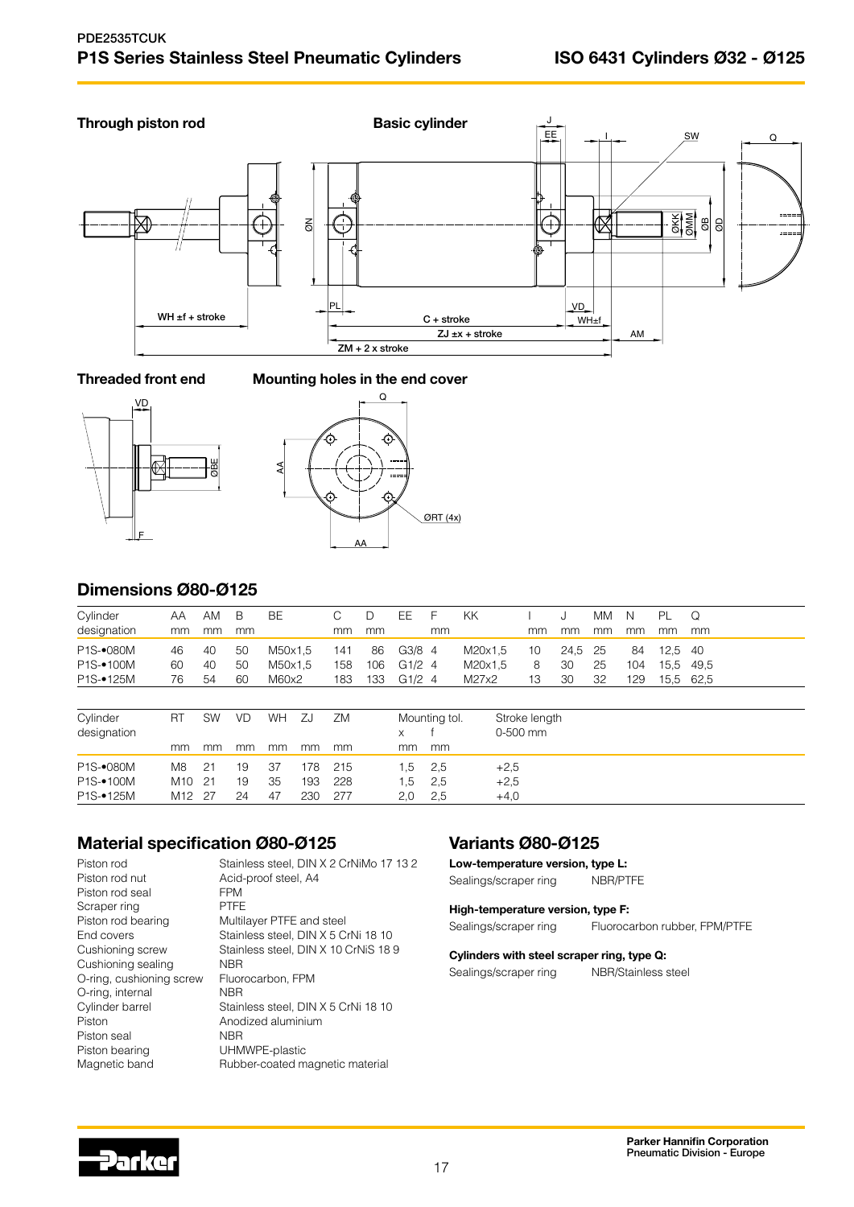## Through piston rod

## Basic cylinder

## Threaded front end

## Mounting holes in the end cover

## Dimensions Ø80-Ø125

| Cylinder designation | AA mm | AM mm | B mm | BE | C mm | D mm | EE | F mm | KK | I mm | J mm | MM mm | N mm | PL mm | Q mm |
|---|---|---|---|---|---|---|---|---|---|---|---|---|---|---|---|
| P1S-•080M | 46 | 40 | 50 | M50x1,5 | 141 | 86 | G3/8 | 4 | M20x1,5 | 10 | 24,5 | 25 | 84 | 12,5 | 40 |
| P1S-•100M | 60 | 40 | 50 | M50x1,5 | 158 | 106 | G1/2 | 4 | M20x1,5 | 8 | 30 | 25 | 104 | 15,5 | 49,5 |
| P1S-•125M | 76 | 54 | 60 | M60x2 | 183 | 133 | G1/2 | 4 | M27x2 | 13 | 30 | 32 | 129 | 15,5 | 62,5 |

| Cylinder designation | RT mm | SW mm | VD mm | WH mm | ZJ mm | ZM mm | Mounting tol. x mm | Mounting tol. f mm | Stroke length 0-500 mm |
|---|---|---|---|---|---|---|---|---|---|
| P1S-•080M | M8 | 21 | 19 | 37 | 178 | 215 | 1,5 | 2,5 | +2,5 |
| P1S-•100M | M10 | 21 | 19 | 35 | 193 | 228 | 1,5 | 2,5 | +2,5 |
| P1S-•125M | M12 | 27 | 24 | 47 | 230 | 277 | 2,0 | 2,5 | +4,0 |

## Material specification Ø80-Ø125

| | |
|---|---|
| Piston rod | Stainless steel, DIN X 2 CrNiMo 17 13 2 |
| Piston rod nut | Acid-proof steel, A4 |
| Piston rod seal | FPM |
| Scraper ring | PTFE |
| Piston rod bearing | Multilayer PTFE and steel |
| End covers | Stainless steel, DIN X 5 CrNi 18 10 |
| Cushioning screw | Stainless steel, DIN X 10 CrNiS 18 9 |
| Cushioning sealing | NBR |
| O-ring, cushioning screw | Fluorocarbon, FPM |
| O-ring, internal | NBR |
| Cylinder barrel | Stainless steel, DIN X 5 CrNi 18 10 |
| Piston | Anodized aluminium |
| Piston seal | NBR |
| Piston bearing | UHMWPE-plastic |
| Magnetic band | Rubber-coated magnetic material |

## Variants Ø80-Ø125

**Low-temperature version, type L:**

Sealings/scraper ring NBR/PTFE

**High-temperature version, type F:**

Sealings/scraper ring Fluorocarbon rubber, FPM/PTFE

**Cylinders with steel scraper ring, type Q:**

Sealings/scraper ring NBR/Stainless steel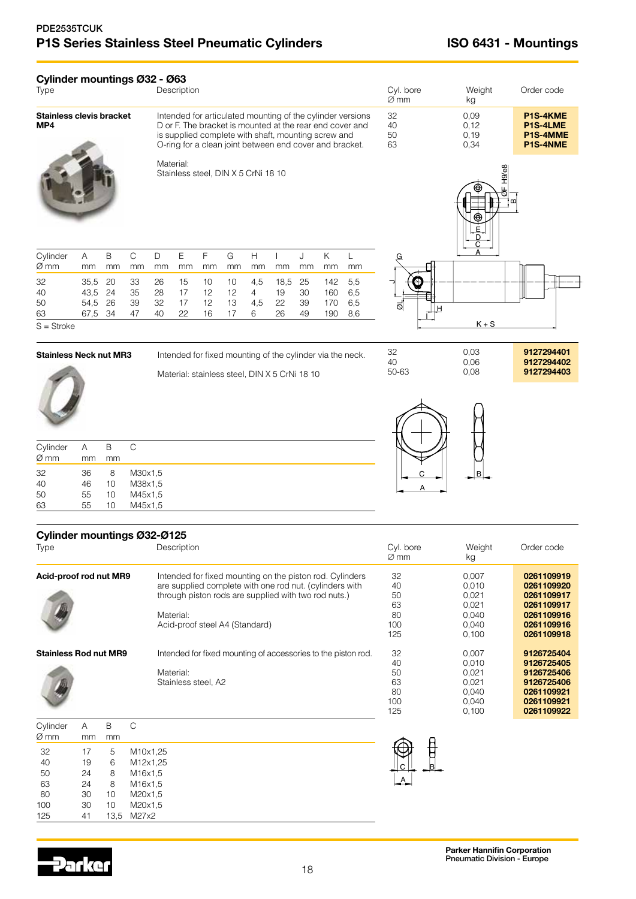PDE2535TCUK

# P1S Series Stainless Steel Pneumatic Cylinders

# ISO 6431 - Mountings

## Cylinder mountings Ø32 - Ø63

| Type | Description | Cyl. bore Ø mm | Weight kg | Order code |
|---|---|---|---|---|
| **Stainless clevis bracket MP4** | Intended for articulated mounting of the cylinder versions D or F. The bracket is mounted at the rear end cover and is supplied complete with shaft, mounting screw and O-ring for a clean joint between end cover and bracket. Material: Stainless steel, DIN X 5 CrNi 18 10 | 32 | 0,09 | **P1S-4KME** |
| | | 40 | 0,12 | **P1S-4LME** |
| | | 50 | 0,19 | **P1S-4MME** |
| | | 63 | 0,34 | **P1S-4NME** |

| Cylinder Ø mm | A mm | B mm | C mm | D mm | E mm | F mm | G mm | H mm | I mm | J mm | K mm | L mm |
|---|---|---|---|---|---|---|---|---|---|---|---|---|
| 32 | 35,5 | 20 | 33 | 26 | 15 | 10 | 10 | 4,5 | 18,5 | 25 | 142 | 5,5 |
| 40 | 43,5 | 24 | 35 | 28 | 17 | 12 | 12 | 4 | 19 | 30 | 160 | 6,5 |
| 50 | 54,5 | 26 | 39 | 32 | 17 | 12 | 13 | 4,5 | 22 | 39 | 170 | 6,5 |
| 63 | 67,5 | 34 | 47 | 40 | 22 | 16 | 17 | 6 | 26 | 49 | 190 | 8,6 |

S = Stroke

| Type | Description | Cyl. bore Ø mm | Weight kg | Order code |
|---|---|---|---|---|
| **Stainless Neck nut MR3** | Intended for fixed mounting of the cylinder via the neck. Material: stainless steel, DIN X 5 CrNi 18 10 | 32 | 0,03 | **9127294401** |
| | | 40 | 0,06 | **9127294402** |
| | | 50-63 | 0,08 | **9127294403** |

| Cylinder Ø mm | A mm | B mm | C |
|---|---|---|---|
| 32 | 36 | 8 | M30x1,5 |
| 40 | 46 | 10 | M38x1,5 |
| 50 | 55 | 10 | M45x1,5 |
| 63 | 55 | 10 | M45x1,5 |

## Cylinder mountings Ø32-Ø125

| Type | Description | Cyl. bore Ø mm | Weight kg | Order code |
|---|---|---|---|---|
| **Acid-proof rod nut MR9** | Intended for fixed mounting on the piston rod. Cylinders are supplied complete with one rod nut. (cylinders with through piston rods are supplied with two rod nuts.) Material: Acid-proof steel A4 (Standard) | 32 | 0,007 | **0261109919** |
| | | 40 | 0,010 | **0261109920** |
| | | 50 | 0,021 | **0261109917** |
| | | 63 | 0,021 | **0261109917** |
| | | 80 | 0,040 | **0261109916** |
| | | 100 | 0,040 | **0261109916** |
| | | 125 | 0,100 | **0261109918** |
| **Stainless Rod nut MR9** | Intended for fixed mounting of accessories to the piston rod. Material: Stainless steel, A2 | 32 | 0,007 | **9126725404** |
| | | 40 | 0,010 | **9126725405** |
| | | 50 | 0,021 | **9126725406** |
| | | 63 | 0,021 | **9126725406** |
| | | 80 | 0,040 | **0261109921** |
| | | 100 | 0,040 | **0261109921** |
| | | 125 | 0,100 | **0261109922** |

| Cylinder Ø mm | A mm | B mm | C |
|---|---|---|---|
| 32 | 17 | 5 | M10x1,25 |
| 40 | 19 | 6 | M12x1,25 |
| 50 | 24 | 8 | M16x1,5 |
| 63 | 24 | 8 | M16x1,5 |
| 80 | 30 | 10 | M20x1,5 |
| 100 | 30 | 10 | M20x1,5 |
| 125 | 41 | 13,5 | M27x2 |

Parker Hannifin Corporation
Pneumatic Division - Europe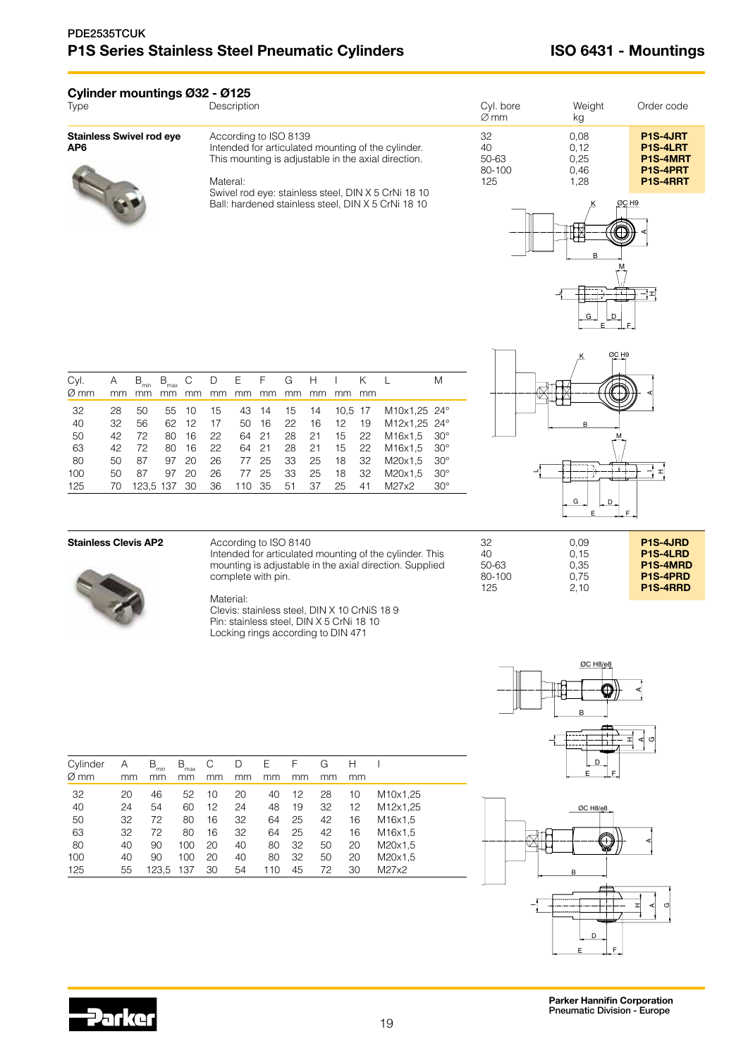## Cylinder mountings Ø32 - Ø125

| Type | Description | Cyl. bore Ø mm | Weight kg | Order code |
|---|---|---|---|---|
| **Stainless Swivel rod eye AP6** | According to ISO 8139<br>Intended for articulated mounting of the cylinder. This mounting is adjustable in the axial direction.<br><br>Materal:<br>Swivel rod eye: stainless steel, DIN X 5 CrNi 18 10<br>Ball: hardened stainless steel, DIN X 5 CrNi 18 10 | 32<br>40<br>50-63<br>80-100<br>125 | 0,08<br>0,12<br>0,25<br>0,46<br>1,28 | **P1S-4JRT**<br>**P1S-4LRT**<br>**P1S-4MRT**<br>**P1S-4PRT**<br>**P1S-4RRT** |

| Cyl. Ø mm | A mm | $B_{min}$ mm | $B_{max}$ mm | C mm | D mm | E mm | F mm | G mm | H mm | I mm | K mm | L | M |
|---|---|---|---|---|---|---|---|---|---|---|---|---|---|
| 32 | 28 | 50 | 55 | 10 | 15 | 43 | 14 | 15 | 14 | 10,5 | 17 | M10x1,25 | 24° |
| 40 | 32 | 56 | 62 | 12 | 17 | 50 | 16 | 22 | 16 | 12 | 19 | M12x1,25 | 24° |
| 50 | 42 | 72 | 80 | 16 | 22 | 64 | 21 | 28 | 21 | 15 | 22 | M16x1,5 | 30° |
| 63 | 42 | 72 | 80 | 16 | 22 | 64 | 21 | 28 | 21 | 15 | 22 | M16x1,5 | 30° |
| 80 | 50 | 87 | 97 | 20 | 26 | 77 | 25 | 33 | 25 | 18 | 32 | M20x1,5 | 30° |
| 100 | 50 | 87 | 97 | 20 | 26 | 77 | 25 | 33 | 25 | 18 | 32 | M20x1,5 | 30° |
| 125 | 70 | 123,5 | 137 | 30 | 36 | 110 | 35 | 51 | 37 | 25 | 41 | M27x2 | 30° |

| Type | Description | Cyl. bore Ø mm | Weight kg | Order code |
|---|---|---|---|---|
| **Stainless Clevis AP2** | According to ISO 8140<br>Intended for articulated mounting of the cylinder. This mounting is adjustable in the axial direction. Supplied complete with pin.<br><br>Material:<br>Clevis: stainless steel, DIN X 10 CrNiS 18 9<br>Pin: stainless steel, DIN X 5 CrNi 18 10<br>Locking rings according to DIN 471 | 32<br>40<br>50-63<br>80-100<br>125 | 0,09<br>0,15<br>0,35<br>0,75<br>2,10 | **P1S-4JRD**<br>**P1S-4LRD**<br>**P1S-4MRD**<br>**P1S-4PRD**<br>**P1S-4RRD** |

| Cylinder Ø mm | A mm | $B_{min}$ mm | $B_{max}$ mm | C mm | D mm | E mm | F mm | G mm | H mm | I |
|---|---|---|---|---|---|---|---|---|---|---|
| 32 | 20 | 46 | 52 | 10 | 20 | 40 | 12 | 28 | 10 | M10x1,25 |
| 40 | 24 | 54 | 60 | 12 | 24 | 48 | 19 | 32 | 12 | M12x1,25 |
| 50 | 32 | 72 | 80 | 16 | 32 | 64 | 25 | 42 | 16 | M16x1,5 |
| 63 | 32 | 72 | 80 | 16 | 32 | 64 | 25 | 42 | 16 | M16x1,5 |
| 80 | 40 | 90 | 100 | 20 | 40 | 80 | 32 | 50 | 20 | M20x1,5 |
| 100 | 40 | 90 | 100 | 20 | 40 | 80 | 32 | 50 | 20 | M20x1,5 |
| 125 | 55 | 123,5 | 137 | 30 | 54 | 110 | 45 | 72 | 30 | M27x2 |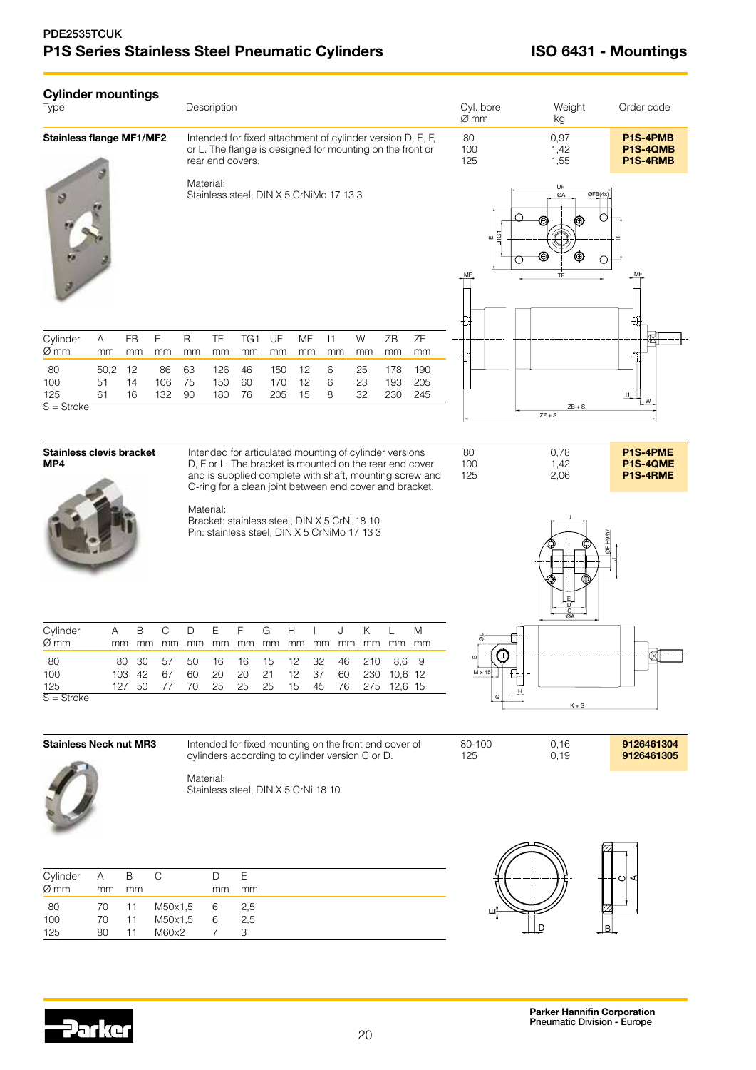PDE2535TCUK

# P1S Series Stainless Steel Pneumatic Cylinders

## ISO 6431 - Mountings

### Cylinder mountings

| Type | Description | Cyl. bore Ø mm | Weight kg | Order code |
|---|---|---|---|---|
| **Stainless flange MF1/MF2** | Intended for fixed attachment of cylinder version D, E, F, or L. The flange is designed for mounting on the front or rear end covers.<br><br>Material:<br>Stainless steel, DIN X 5 CrNiMo 17 13 3 | 80<br>100<br>125 | 0,97<br>1,42<br>1,55 | **P1S-4PMB**<br>**P1S-4QMB**<br>**P1S-4RMB** |

| Cylinder Ø mm | A mm | FB mm | E mm | R mm | TF mm | TG1 mm | UF mm | MF mm | l1 mm | W mm | ZB mm | ZF mm |
|---|---|---|---|---|---|---|---|---|---|---|---|---|
| 80 | 50,2 | 12 | 86 | 63 | 126 | 46 | 150 | 12 | 6 | 25 | 178 | 190 |
| 100 | 51 | 14 | 106 | 75 | 150 | 60 | 170 | 12 | 6 | 23 | 193 | 205 |
| 125 | 61 | 16 | 132 | 90 | 180 | 76 | 205 | 15 | 8 | 32 | 230 | 245 |

S = Stroke

| Type | Description | Cyl. bore Ø mm | Weight kg | Order code |
|---|---|---|---|---|
| **Stainless clevis bracket MP4** | Intended for articulated mounting of cylinder versions D, F or L. The bracket is mounted on the rear end cover and is supplied complete with shaft, mounting screw and O-ring for a clean joint between end cover and bracket.<br><br>Material:<br>Bracket: stainless steel, DIN X 5 CrNi 18 10<br>Pin: stainless steel, DIN X 5 CrNiMo 17 13 3 | 80<br>100<br>125 | 0,78<br>1,42<br>2,06 | **P1S-4PME**<br>**P1S-4QME**<br>**P1S-4RME** |

| Cylinder Ø mm | A mm | B mm | C mm | D mm | E mm | F mm | G mm | H mm | I mm | J mm | K mm | L mm | M mm |
|---|---|---|---|---|---|---|---|---|---|---|---|---|---|
| 80 | 80 | 30 | 57 | 50 | 16 | 16 | 15 | 12 | 32 | 46 | 210 | 8,6 | 9 |
| 100 | 103 | 42 | 67 | 60 | 20 | 20 | 21 | 12 | 37 | 60 | 230 | 10,6 | 12 |
| 125 | 127 | 50 | 77 | 70 | 25 | 25 | 25 | 15 | 45 | 76 | 275 | 12,6 | 15 |

S = Stroke

| Type | Description | Cyl. bore Ø mm | Weight kg | Order code |
|---|---|---|---|---|
| **Stainless Neck nut MR3** | Intended for fixed mounting on the front end cover of cylinders according to cylinder version C or D.<br><br>Material:<br>Stainless steel, DIN X 5 CrNi 18 10 | 80-100<br>125 | 0,16<br>0,19 | **9126461304**<br>**9126461305** |

| Cylinder Ø mm | A mm | B mm | C | D mm | E mm |
|---|---|---|---|---|---|
| 80 | 70 | 11 | M50x1,5 | 6 | 2,5 |
| 100 | 70 | 11 | M50x1,5 | 6 | 2,5 |
| 125 | 80 | 11 | M60x2 | 7 | 3 |

Parker Hannifin Corporation
Pneumatic Division - Europe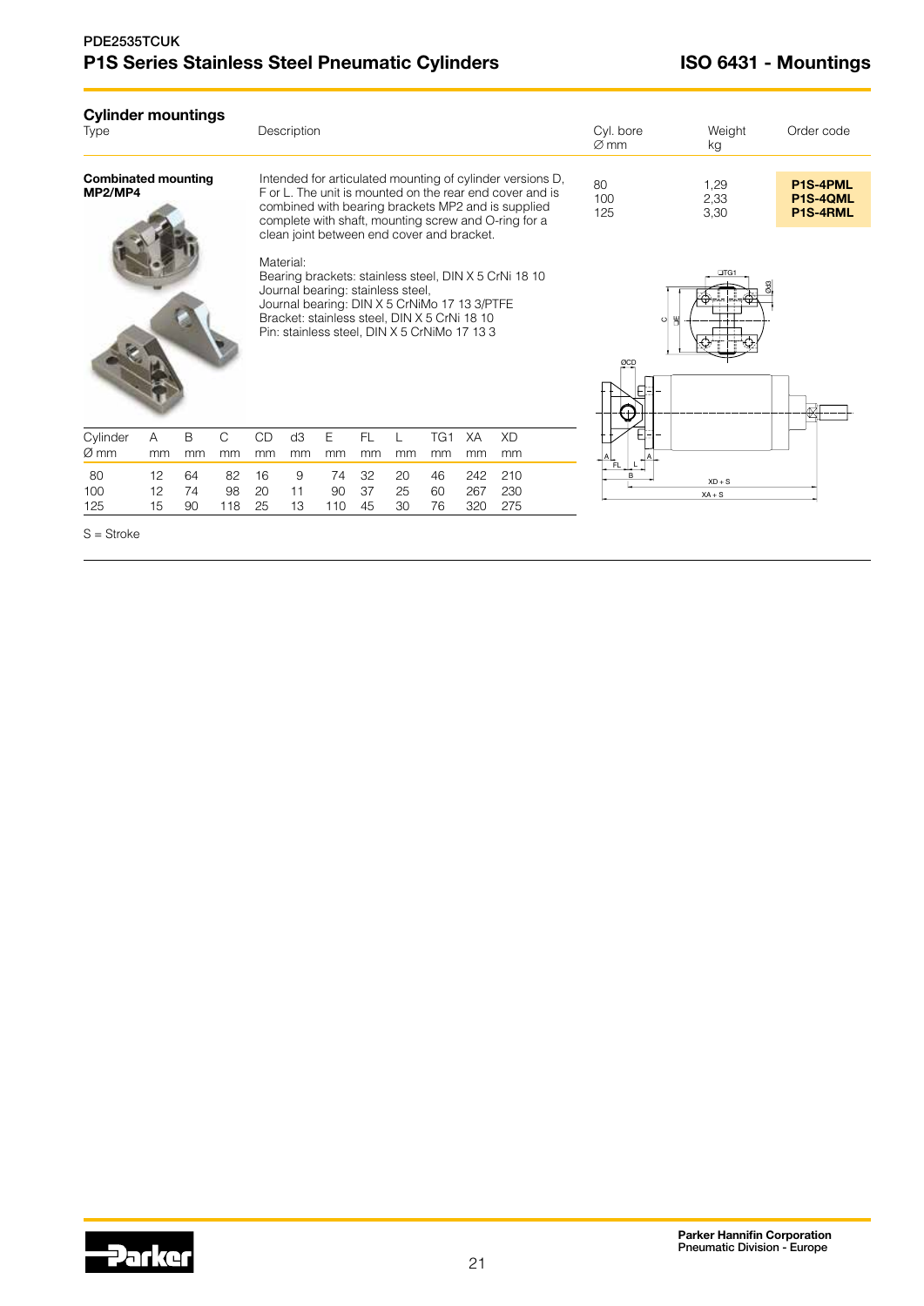## Cylinder mountings

| Type | Description | Cyl. bore Ø mm | Weight kg | Order code |
|---|---|---|---|---|
| **Combinated mounting MP2/MP4** | Intended for articulated mounting of cylinder versions D, F or L. The unit is mounted on the rear end cover and is combined with bearing brackets MP2 and is supplied complete with shaft, mounting screw and O-ring for a clean joint between end cover and bracket.<br><br>Material:<br>Bearing brackets: stainless steel, DIN X 5 CrNi 18 10<br>Journal bearing: stainless steel,<br>Journal bearing: DIN X 5 CrNiMo 17 13 3/PTFE<br>Bracket: stainless steel, DIN X 5 CrNi 18 10<br>Pin: stainless steel, DIN X 5 CrNiMo 17 13 3 | 80<br>100<br>125 | 1,29<br>2,33<br>3,30 | **P1S-4PML**<br>**P1S-4QML**<br>**P1S-4RML** |

| Cylinder Ø mm | A mm | B mm | C mm | CD mm | d3 mm | E mm | FL mm | L mm | TG1 mm | XA mm | XD mm |
|---|---|---|---|---|---|---|---|---|---|---|---|
| 80 | 12 | 64 | 82 | 16 | 9 | 74 | 32 | 20 | 46 | 242 | 210 |
| 100 | 12 | 74 | 98 | 20 | 11 | 90 | 37 | 25 | 60 | 267 | 230 |
| 125 | 15 | 90 | 118 | 25 | 13 | 110 | 45 | 30 | 76 | 320 | 275 |

S = Stroke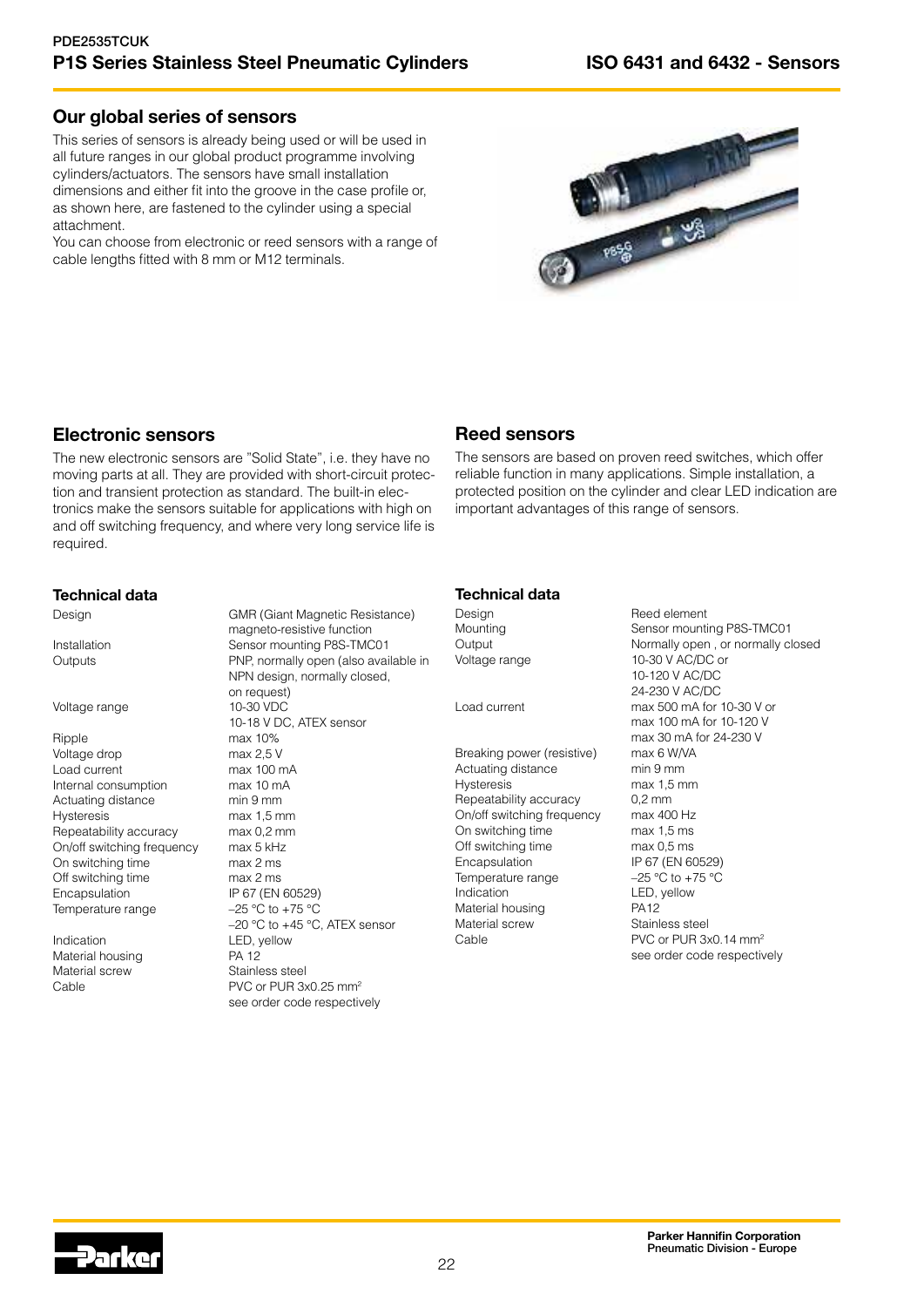## Our global series of sensors

This series of sensors is already being used or will be used in all future ranges in our global product programme involving cylinders/actuators. The sensors have small installation dimensions and either fit into the groove in the case profile or, as shown here, are fastened to the cylinder using a special attachment.

You can choose from electronic or reed sensors with a range of cable lengths fitted with 8 mm or M12 terminals.

## Electronic sensors

The new electronic sensors are "Solid State", i.e. they have no moving parts at all. They are provided with short-circuit protection and transient protection as standard. The built-in electronics make the sensors suitable for applications with high on and off switching frequency, and where very long service life is required.

### Technical data

| | |
|---|---|
| Design | GMR (Giant Magnetic Resistance) magneto-resistive function |
| Installation | Sensor mounting P8S-TMC01 |
| Outputs | PNP, normally open (also available in NPN design, normally closed, on request) |
| Voltage range | 10-30 VDC<br>10-18 V DC, ATEX sensor |
| Ripple | max 10% |
| Voltage drop | max 2,5 V |
| Load current | max 100 mA |
| Internal consumption | max 10 mA |
| Actuating distance | min 9 mm |
| Hysteresis | max 1,5 mm |
| Repeatability accuracy | max 0,2 mm |
| On/off switching frequency | max 5 kHz |
| On switching time | max 2 ms |
| Off switching time | max 2 ms |
| Encapsulation | IP 67 (EN 60529) |
| Temperature range | –25 °C to +75 °C<br>–20 °C to +45 °C, ATEX sensor |
| Indication | LED, yellow |
| Material housing | PA 12 |
| Material screw | Stainless steel |
| Cable | PVC or PUR 3x0.25 mm² see order code respectively |

## Reed sensors

The sensors are based on proven reed switches, which offer reliable function in many applications. Simple installation, a protected position on the cylinder and clear LED indication are important advantages of this range of sensors.

### Technical data

| | |
|---|---|
| Design | Reed element |
| Mounting | Sensor mounting P8S-TMC01 |
| Output | Normally open , or normally closed |
| Voltage range | 10-30 V AC/DC or<br>10-120 V AC/DC<br>24-230 V AC/DC |
| Load current | max 500 mA for 10-30 V or<br>max 100 mA for 10-120 V<br>max 30 mA for 24-230 V |
| Breaking power (resistive) | max 6 W/VA |
| Actuating distance | min 9 mm |
| Hysteresis | max 1,5 mm |
| Repeatability accuracy | 0,2 mm |
| On/off switching frequency | max 400 Hz |
| On switching time | max 1,5 ms |
| Off switching time | max 0,5 ms |
| Encapsulation | IP 67 (EN 60529) |
| Temperature range | –25 °C to +75 °C |
| Indication | LED, yellow |
| Material housing | PA12 |
| Material screw | Stainless steel |
| Cable | PVC or PUR 3x0.14 mm² see order code respectively |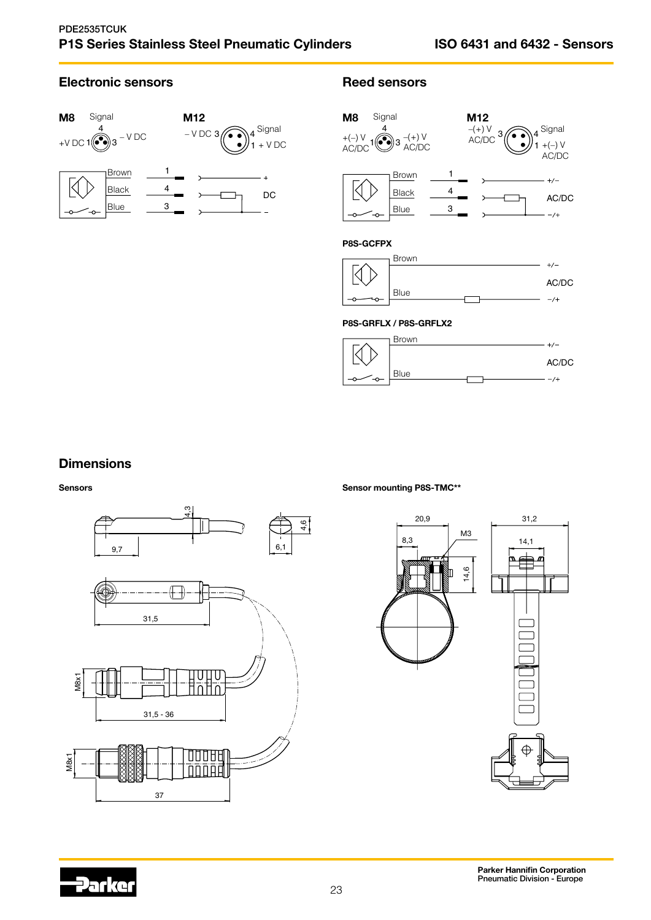## Electronic sensors

**M8**

Signal 4, +V DC 1, 3 – V DC

**M12**

– V DC 3, 4 Signal, 1 + V DC

Brown 1 +
Black 4 DC
Blue 3 –

## Reed sensors

**M8**

Signal 4, +(–) V AC/DC 1, 3 –(+) V AC/DC

**M12**

–(+) V AC/DC 3, 4 Signal, 1 +(–) V AC/DC

Brown 1 +/–
Black 4 AC/DC
Blue 3 –/+

**P8S-GCFPX**

Brown +/–
AC/DC
Blue –/+

**P8S-GRFLX / P8S-GRFLX2**

Brown +/–
AC/DC
Blue –/+

## Dimensions

**Sensors**

4,3
9,7
6,1
4,6
31,5
M8x1
31,5 - 36
M8x1
37

**Sensor mounting P8S-TMC****

20,9
8,3
M3
14,6
31,2
14,1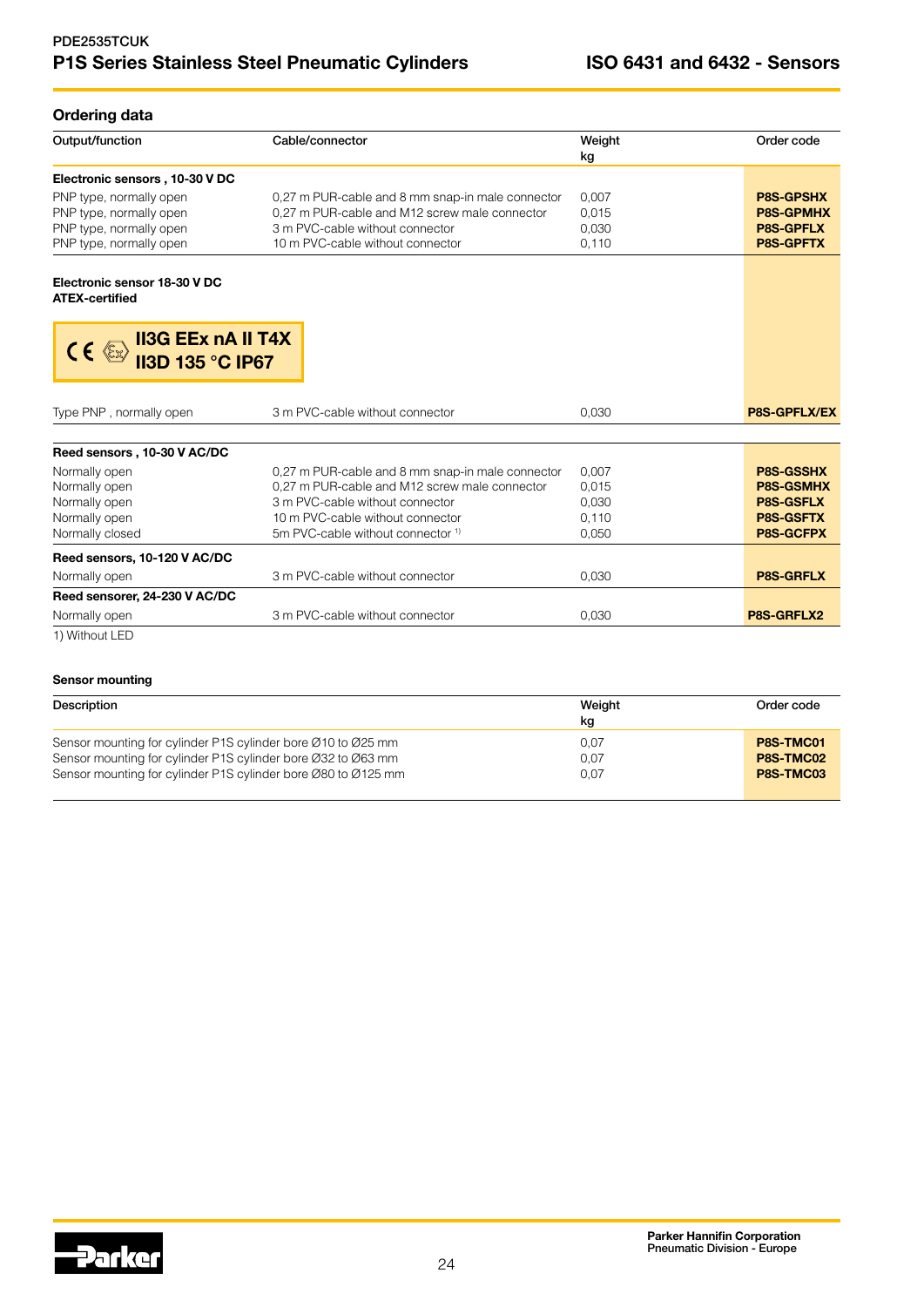PDE2535TCUK

# P1S Series Stainless Steel Pneumatic Cylinders

# ISO 6431 and 6432 - Sensors

## Ordering data

| Output/function | Cable/connector | Weight kg | Order code |
|---|---|---|---|
| **Electronic sensors , 10-30 V DC** | | | |
| PNP type, normally open | 0,27 m PUR-cable and 8 mm snap-in male connector | 0,007 | **P8S-GPSHX** |
| PNP type, normally open | 0,27 m PUR-cable and M12 screw male connector | 0,015 | **P8S-GPMHX** |
| PNP type, normally open | 3 m PVC-cable without connector | 0,030 | **P8S-GPFLX** |
| PNP type, normally open | 10 m PVC-cable without connector | 0,110 | **P8S-GPFTX** |
| **Electronic sensor 18-30 V DC ATEX-certified** | | | |
| CE Ex **II3G EEx nA II T4X II3D 135 °C IP67** | | | |
| Type PNP , normally open | 3 m PVC-cable without connector | 0,030 | **P8S-GPFLX/EX** |
| **Reed sensors , 10-30 V AC/DC** | | | |
| Normally open | 0,27 m PUR-cable and 8 mm snap-in male connector | 0,007 | **P8S-GSSHX** |
| Normally open | 0,27 m PUR-cable and M12 screw male connector | 0,015 | **P8S-GSMHX** |
| Normally open | 3 m PVC-cable without connector | 0,030 | **P8S-GSFLX** |
| Normally open | 10 m PVC-cable without connector | 0,110 | **P8S-GSFTX** |
| Normally closed | 5m PVC-cable without connector [1] | 0,050 | **P8S-GCFPX** |
| **Reed sensors, 10-120 V AC/DC** | | | |
| Normally open | 3 m PVC-cable without connector | 0,030 | **P8S-GRFLX** |
| **Reed sensorer, 24-230 V AC/DC** | | | |
| Normally open | 3 m PVC-cable without connector | 0,030 | **P8S-GRFLX2** |

1) Without LED

### Sensor mounting

| Description | Weight kg | Order code |
|---|---|---|
| Sensor mounting for cylinder P1S cylinder bore Ø10 to Ø25 mm | 0,07 | **P8S-TMC01** |
| Sensor mounting for cylinder P1S cylinder bore Ø32 to Ø63 mm | 0,07 | **P8S-TMC02** |
| Sensor mounting for cylinder P1S cylinder bore Ø80 to Ø125 mm | 0,07 | **P8S-TMC03** |

Parker Hannifin Corporation
Pneumatic Division - Europe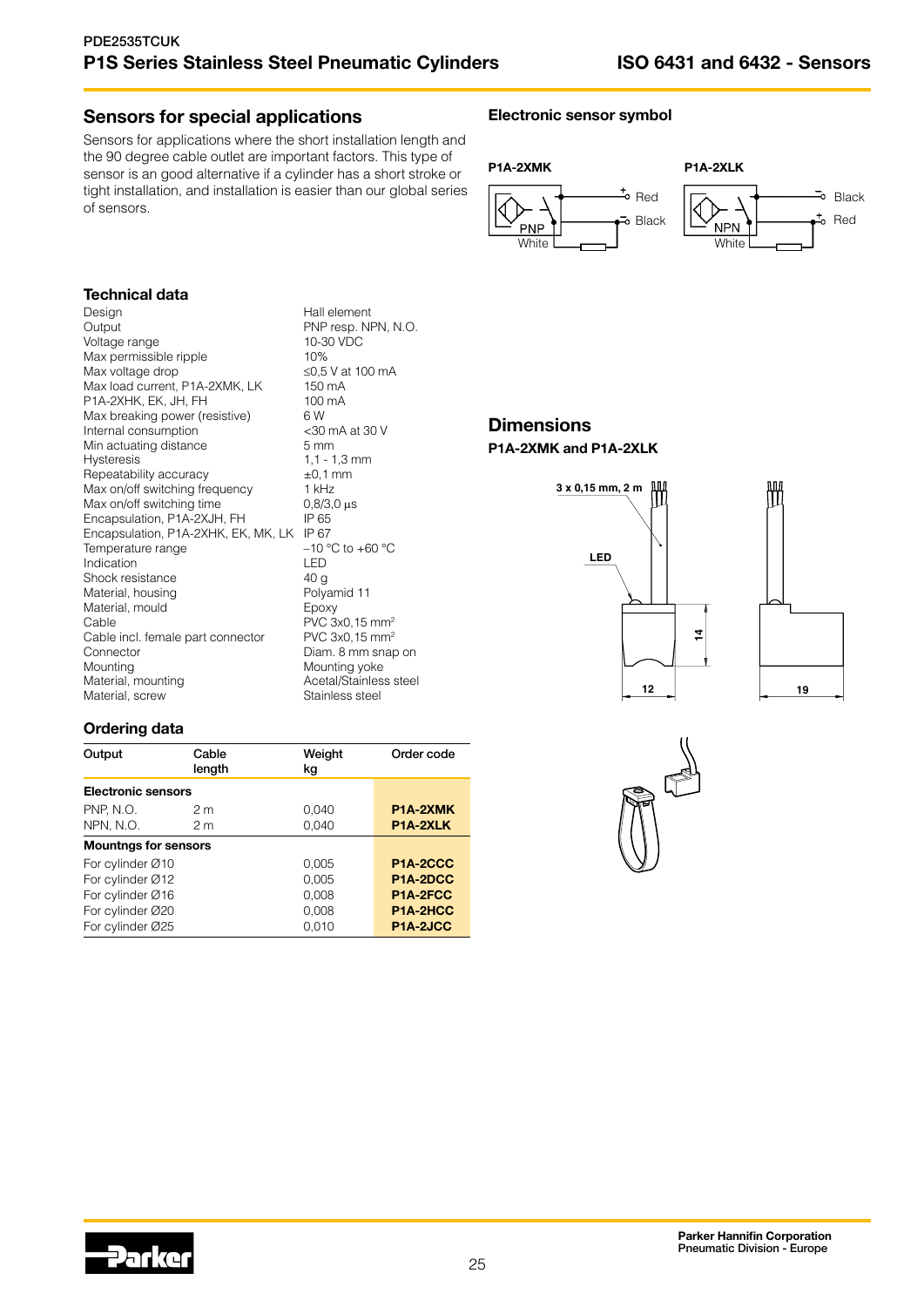## Sensors for special applications

Sensors for applications where the short installation length and the 90 degree cable outlet are important factors. This type of sensor is an good alternative if a cylinder has a short stroke or tight installation, and installation is easier than our global series of sensors.

## Electronic sensor symbol

**P1A-2XMK**

**P1A-2XLK**

### Technical data

| | |
|---|---|
| Design | Hall element |
| Output | PNP resp. NPN, N.O. |
| Voltage range | 10-30 VDC |
| Max permissible ripple | 10% |
| Max voltage drop | ≤0,5 V at 100 mA |
| Max load current, P1A-2XMK, LK | 150 mA |
| P1A-2XHK, EK, JH, FH | 100 mA |
| Max breaking power (resistive) | 6 W |
| Internal consumption | <30 mA at 30 V |
| Min actuating distance | 5 mm |
| Hysteresis | 1,1 - 1,3 mm |
| Repeatability accuracy | ±0,1 mm |
| Max on/off switching frequency | 1 kHz |
| Max on/off switching time | 0,8/3,0 µs |
| Encapsulation, P1A-2XJH, FH | IP 65 |
| Encapsulation, P1A-2XHK, EK, MK, LK | IP 67 |
| Temperature range | –10 °C to +60 °C |
| Indication | LED |
| Shock resistance | 40 g |
| Material, housing | Polyamid 11 |
| Material, mould | Epoxy |
| Cable | PVC 3x0,15 mm² |
| Cable incl. female part connector | PVC 3x0,15 mm² |
| Connector | Diam. 8 mm snap on |
| Mounting | Mounting yoke |
| Material, mounting | Acetal/Stainless steel |
| Material, screw | Stainless steel |

### Ordering data

| Output | Cable length | Weight kg | Order code |
|---|---|---|---|
| **Electronic sensors** | | | |
| PNP, N.O. | 2 m | 0,040 | **P1A-2XMK** |
| NPN, N.O. | 2 m | 0,040 | **P1A-2XLK** |
| **Mountngs for sensors** | | | |
| For cylinder Ø10 | | 0,005 | **P1A-2CCC** |
| For cylinder Ø12 | | 0,005 | **P1A-2DCC** |
| For cylinder Ø16 | | 0,008 | **P1A-2FCC** |
| For cylinder Ø20 | | 0,008 | **P1A-2HCC** |
| For cylinder Ø25 | | 0,010 | **P1A-2JCC** |

## Dimensions

**P1A-2XMK and P1A-2XLK**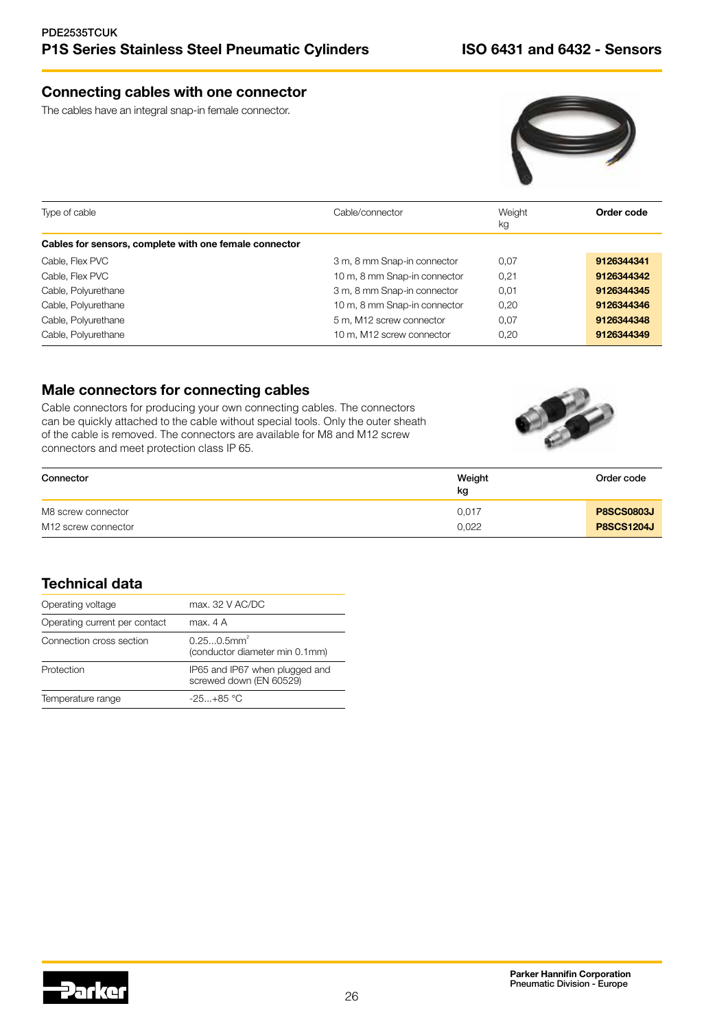## Connecting cables with one connector

The cables have an integral snap-in female connector.

| Type of cable | Cable/connector | Weight kg | **Order code** |
|---|---|---|---|
| **Cables for sensors, complete with one female connector** | | | |
| Cable, Flex PVC | 3 m, 8 mm Snap-in connector | 0,07 | **9126344341** |
| Cable, Flex PVC | 10 m, 8 mm Snap-in connector | 0,21 | **9126344342** |
| Cable, Polyurethane | 3 m, 8 mm Snap-in connector | 0,01 | **9126344345** |
| Cable, Polyurethane | 10 m, 8 mm Snap-in connector | 0,20 | **9126344346** |
| Cable, Polyurethane | 5 m, M12 screw connector | 0,07 | **9126344348** |
| Cable, Polyurethane | 10 m, M12 screw connector | 0,20 | **9126344349** |

## Male connectors for connecting cables

Cable connectors for producing your own connecting cables. The connectors can be quickly attached to the cable without special tools. Only the outer sheath of the cable is removed. The connectors are available for M8 and M12 screw connectors and meet protection class IP 65.

| **Connector** | **Weight kg** | Order code |
|---|---|---|
| M8 screw connector | 0,017 | **P8SCS0803J** |
| M12 screw connector | 0,022 | **P8SCS1204J** |

## Technical data

| | |
|---|---|
| Operating voltage | max. 32 V AC/DC |
| Operating current per contact | max. 4 A |
| Connection cross section | 0.25...0.5mm$^2$ (conductor diameter min 0.1mm) |
| Protection | IP65 and IP67 when plugged and screwed down (EN 60529) |
| Temperature range | -25...+85 °C |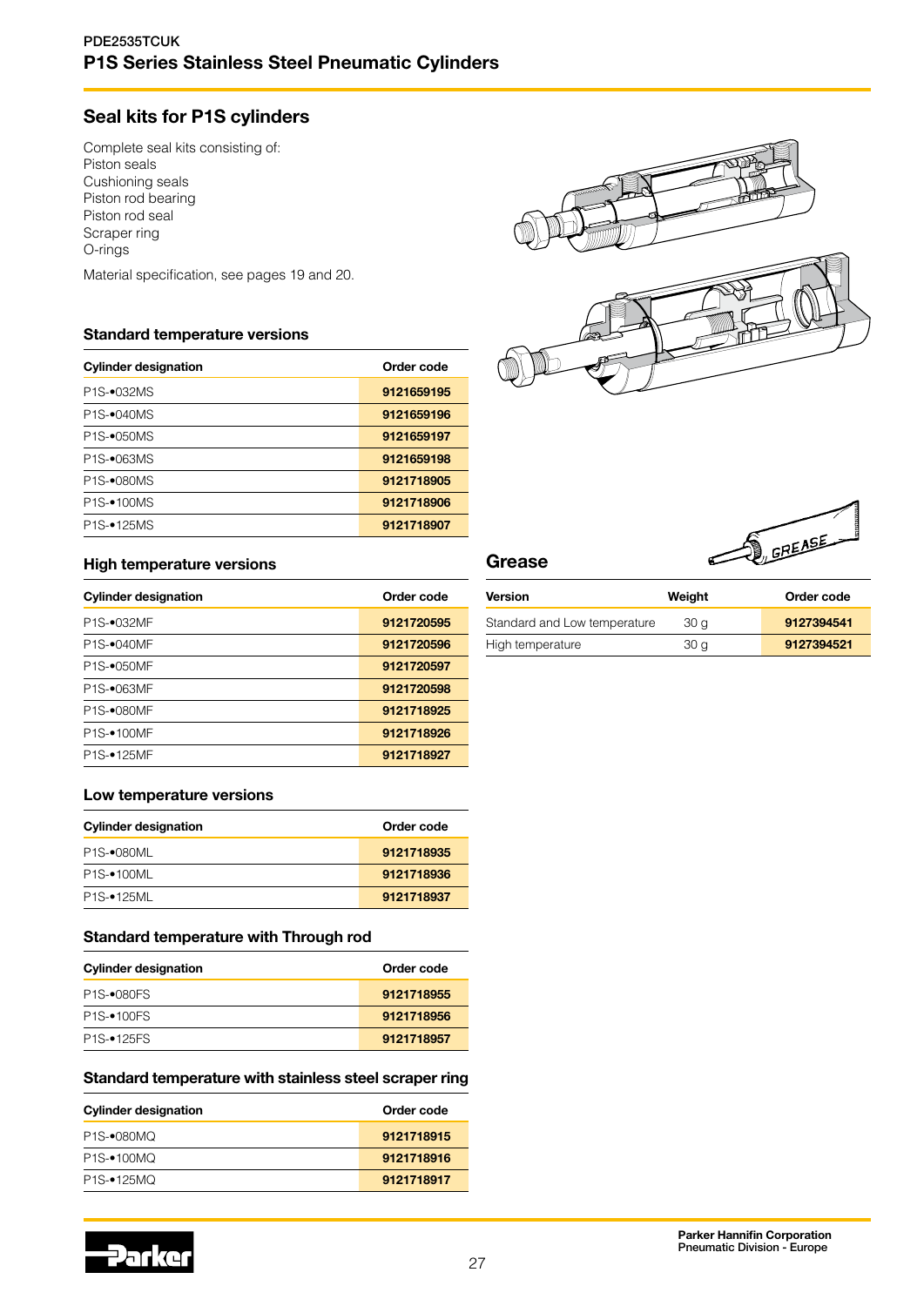## Seal kits for P1S cylinders

Complete seal kits consisting of:
Piston seals
Cushioning seals
Piston rod bearing
Piston rod seal
Scraper ring
O-rings

Material specification, see pages 19 and 20.

### Standard temperature versions

| Cylinder designation | Order code |
|---|---|
| P1S-•032MS | **9121659195** |
| P1S-•040MS | **9121659196** |
| P1S-•050MS | **9121659197** |
| P1S-•063MS | **9121659198** |
| P1S-•080MS | **9121718905** |
| P1S-•100MS | **9121718906** |
| P1S-•125MS | **9121718907** |

### High temperature versions

| Cylinder designation | Order code |
|---|---|
| P1S-•032MF | **9121720595** |
| P1S-•040MF | **9121720596** |
| P1S-•050MF | **9121720597** |
| P1S-•063MF | **9121720598** |
| P1S-•080MF | **9121718925** |
| P1S-•100MF | **9121718926** |
| P1S-•125MF | **9121718927** |

### Low temperature versions

| Cylinder designation | Order code |
|---|---|
| P1S-•080ML | **9121718935** |
| P1S-•100ML | **9121718936** |
| P1S-•125ML | **9121718937** |

### Standard temperature with Through rod

| Cylinder designation | Order code |
|---|---|
| P1S-•080FS | **9121718955** |
| P1S-•100FS | **9121718956** |
| P1S-•125FS | **9121718957** |

### Standard temperature with stainless steel scraper ring

| Cylinder designation | Order code |
|---|---|
| P1S-•080MQ | **9121718915** |
| P1S-•100MQ | **9121718916** |
| P1S-•125MQ | **9121718917** |

## Grease

| Version | Weight | Order code |
|---|---|---|
| Standard and Low temperature | 30 g | **9127394541** |
| High temperature | 30 g | **9127394521** |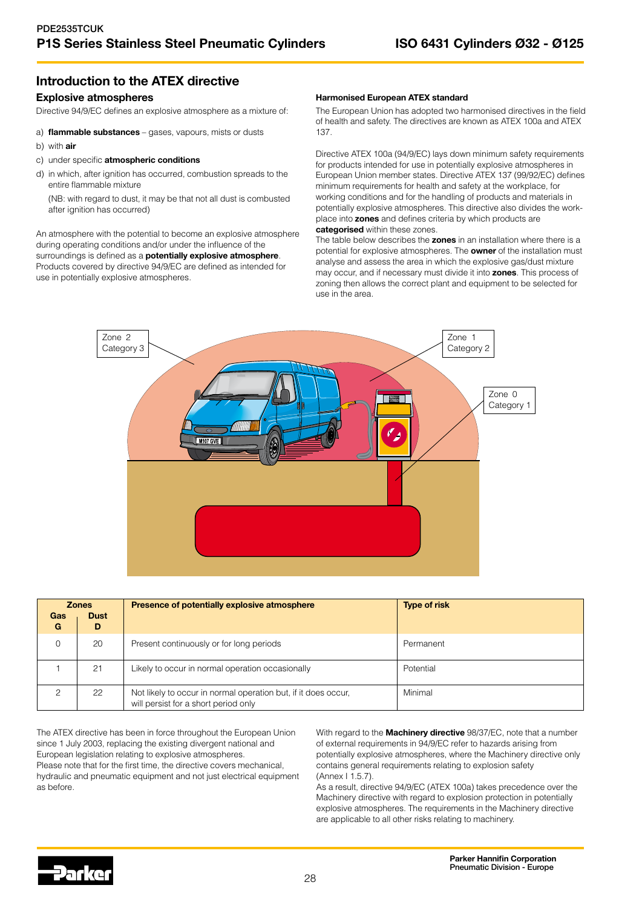## Introduction to the ATEX directive

### Explosive atmospheres

Directive 94/9/EC defines an explosive atmosphere as a mixture of:

a) **flammable substances** – gases, vapours, mists or dusts
b) with **air**
c) under specific **atmospheric conditions**
d) in which, after ignition has occurred, combustion spreads to the entire flammable mixture

(NB: with regard to dust, it may be that not all dust is combusted after ignition has occurred)

An atmosphere with the potential to become an explosive atmosphere during operating conditions and/or under the influence of the surroundings is defined as a **potentially explosive atmosphere**. Products covered by directive 94/9/EC are defined as intended for use in potentially explosive atmospheres.

#### Harmonised European ATEX standard

The European Union has adopted two harmonised directives in the field of health and safety. The directives are known as ATEX 100a and ATEX 137.

Directive ATEX 100a (94/9/EC) lays down minimum safety requirements for products intended for use in potentially explosive atmospheres in European Union member states. Directive ATEX 137 (99/92/EC) defines minimum requirements for health and safety at the workplace, for working conditions and for the handling of products and materials in potentially explosive atmospheres. This directive also divides the work-place into **zones** and defines criteria by which products are **categorised** within these zones.
The table below describes the **zones** in an installation where there is a potential for explosive atmospheres. The **owner** of the installation must analyse and assess the area in which the explosive gas/dust mixture may occur, and if necessary must divide it into **zones**. This process of zoning then allows the correct plant and equipment to be selected for use in the area.

Zone 2 Category 3

Zone 1 Category 2

Zone 0 Category 1

| Zones Gas G | Dust D | Presence of potentially explosive atmosphere | Type of risk |
|---|---|---|---|
| 0 | 20 | Present continuously or for long periods | Permanent |
| 1 | 21 | Likely to occur in normal operation occasionally | Potential |
| 2 | 22 | Not likely to occur in normal operation but, if it does occur, will persist for a short period only | Minimal |

The ATEX directive has been in force throughout the European Union since 1 July 2003, replacing the existing divergent national and European legislation relating to explosive atmospheres.
Please note that for the first time, the directive covers mechanical, hydraulic and pneumatic equipment and not just electrical equipment as before.

With regard to the **Machinery directive** 98/37/EC, note that a number of external requirements in 94/9/EC refer to hazards arising from potentially explosive atmospheres, where the Machinery directive only contains general requirements relating to explosion safety (Annex I 1.5.7).
As a result, directive 94/9/EC (ATEX 100a) takes precedence over the Machinery directive with regard to explosion protection in potentially explosive atmospheres. The requirements in the Machinery directive are applicable to all other risks relating to machinery.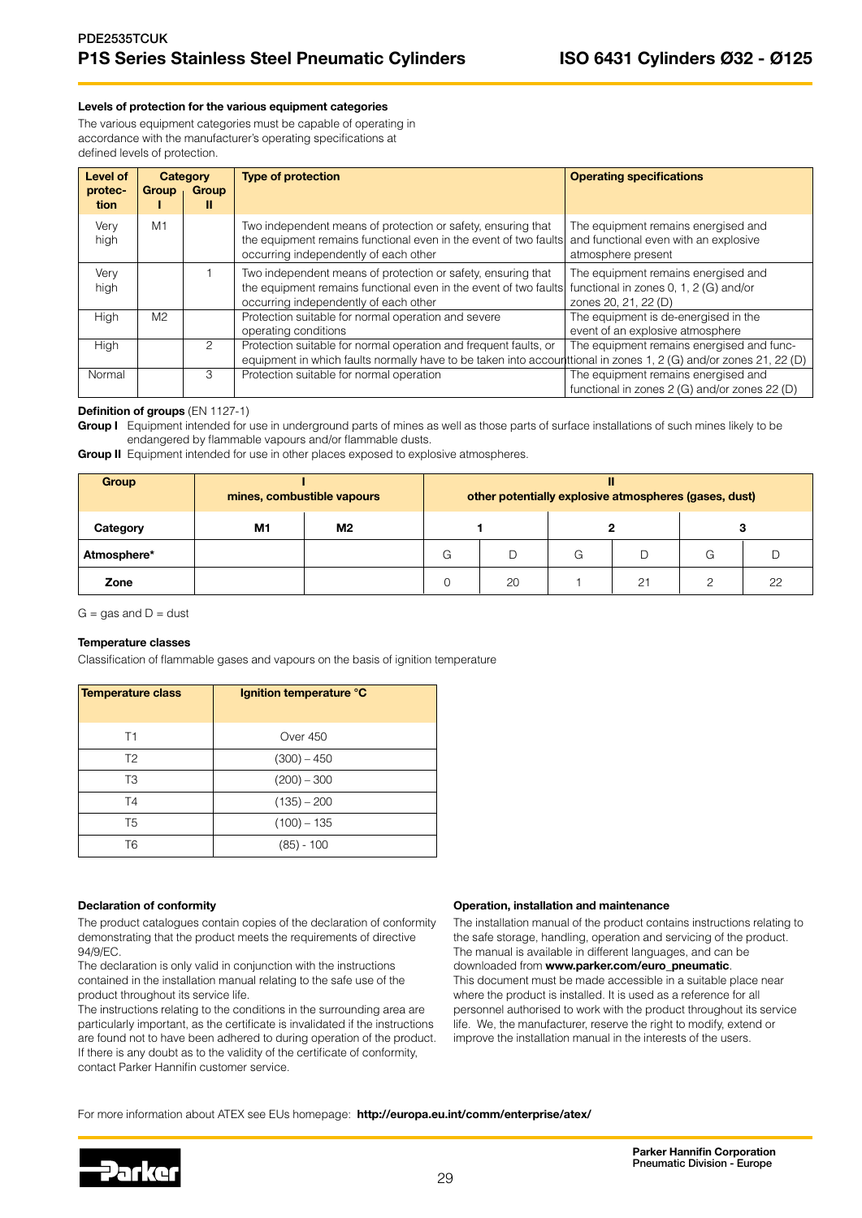### Levels of protection for the various equipment categories

The various equipment categories must be capable of operating in accordance with the manufacturer's operating specifications at defined levels of protection.

| Level of protection | Category Group I | Category Group II | Type of protection | Operating specifications |
|---|---|---|---|---|
| Very high | M1 | | Two independent means of protection or safety, ensuring that the equipment remains functional even in the event of two faults occurring independently of each other | The equipment remains energised and and functional even with an explosive atmosphere present |
| Very high | | 1 | Two independent means of protection or safety, ensuring that the equipment remains functional even in the event of two faults occurring independently of each other | The equipment remains energised and functional in zones 0, 1, 2 (G) and/or zones 20, 21, 22 (D) |
| High | M2 | | Protection suitable for normal operation and severe operating conditions | The equipment is de-energised in the event of an explosive atmosphere |
| High | | 2 | Protection suitable for normal operation and frequent faults, or equipment in which faults normally have to be taken into account | The equipment remains energised and functional in zones 1, 2 (G) and/or zones 21, 22 (D) |
| Normal | | 3 | Protection suitable for normal operation | The equipment remains energised and functional in zones 2 (G) and/or zones 22 (D) |

**Definition of groups** (EN 1127-1)

**Group I** Equipment intended for use in underground parts of mines as well as those parts of surface installations of such mines likely to be endangered by flammable vapours and/or flammable dusts.

**Group II** Equipment intended for use in other places exposed to explosive atmospheres.

| Group | I mines, combustible vapours | | II other potentially explosive atmospheres (gases, dust) | | | | | |
|---|---|---|---|---|---|---|---|---|
| Category | M1 | M2 | 1 | | 2 | | 3 | |
| Atmosphere* | | | G | D | G | D | G | D |
| Zone | | | 0 | 20 | 1 | 21 | 2 | 22 |

G = gas and D = dust

### Temperature classes

Classification of flammable gases and vapours on the basis of ignition temperature

| Temperature class | Ignition temperature °C |
|---|---|
| T1 | Over 450 |
| T2 | (300) – 450 |
| T3 | (200) – 300 |
| T4 | (135) – 200 |
| T5 | (100) – 135 |
| T6 | (85) - 100 |

### Declaration of conformity

The product catalogues contain copies of the declaration of conformity demonstrating that the product meets the requirements of directive 94/9/EC.

The declaration is only valid in conjunction with the instructions contained in the installation manual relating to the safe use of the product throughout its service life.

The instructions relating to the conditions in the surrounding area are particularly important, as the certificate is invalidated if the instructions are found not to have been adhered to during operation of the product. If there is any doubt as to the validity of the certificate of conformity, contact Parker Hannifin customer service.

### Operation, installation and maintenance

The installation manual of the product contains instructions relating to the safe storage, handling, operation and servicing of the product. The manual is available in different languages, and can be downloaded from **www.parker.com/euro_pneumatic**.

This document must be made accessible in a suitable place near where the product is installed. It is used as a reference for all personnel authorised to work with the product throughout its service life. We, the manufacturer, reserve the right to modify, extend or improve the installation manual in the interests of the users.

For more information about ATEX see EUs homepage: **http://europa.eu.int/comm/enterprise/atex/**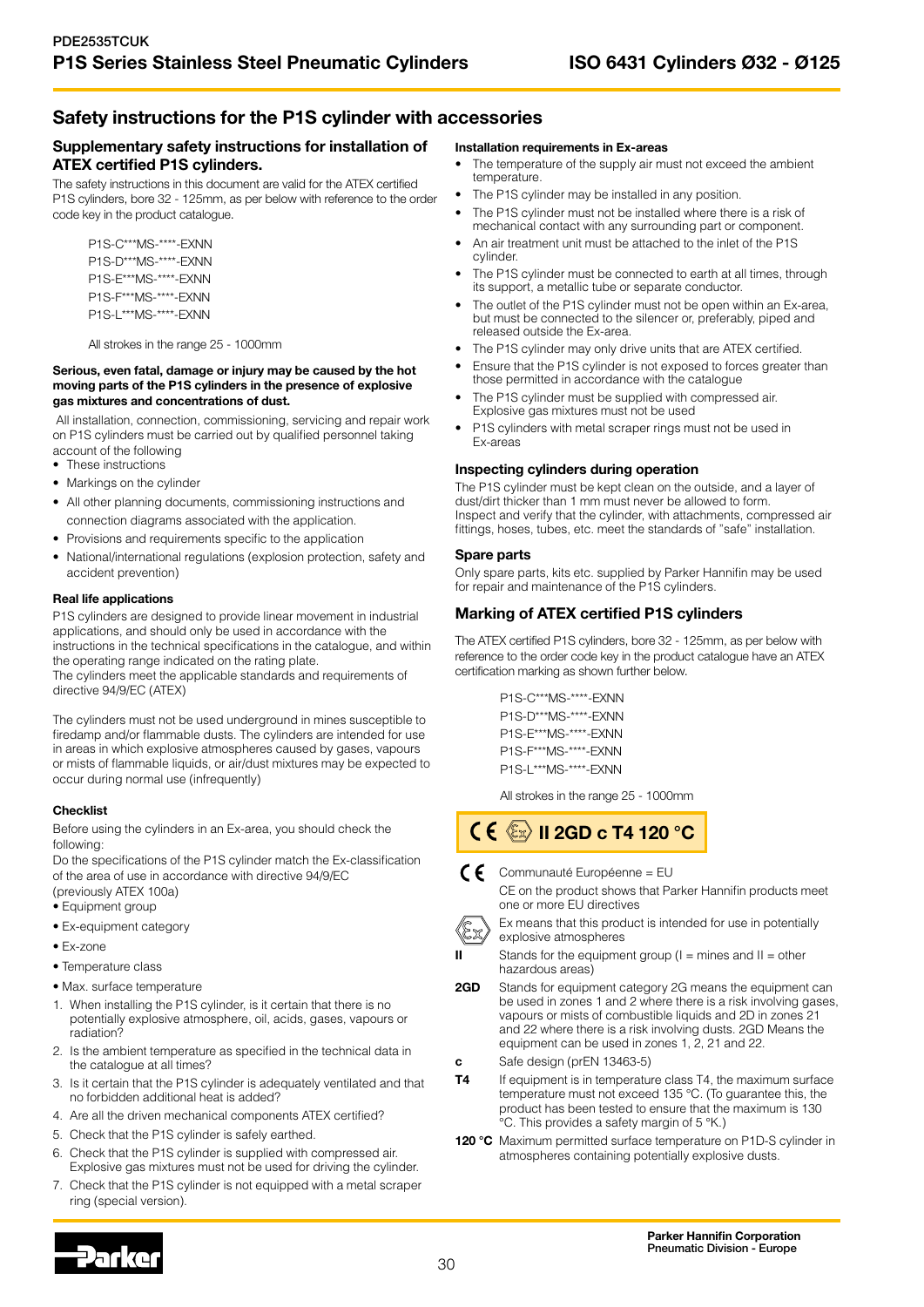## Safety instructions for the P1S cylinder with accessories

### Supplementary safety instructions for installation of ATEX certified P1S cylinders.

The safety instructions in this document are valid for the ATEX certified P1S cylinders, bore 32 - 125mm, as per below with reference to the order code key in the product catalogue.

P1S-C***MS-****-EXNN
P1S-D***MS-****-EXNN
P1S-E***MS-****-EXNN
P1S-F***MS-****-EXNN
P1S-L***MS-****-EXNN

All strokes in the range 25 - 1000mm

**Serious, even fatal, damage or injury may be caused by the hot moving parts of the P1S cylinders in the presence of explosive gas mixtures and concentrations of dust.**

All installation, connection, commissioning, servicing and repair work on P1S cylinders must be carried out by qualified personnel taking account of the following

- These instructions
- Markings on the cylinder
- All other planning documents, commissioning instructions and connection diagrams associated with the application.
- Provisions and requirements specific to the application
- National/international regulations (explosion protection, safety and accident prevention)

#### Real life applications

P1S cylinders are designed to provide linear movement in industrial applications, and should only be used in accordance with the instructions in the technical specifications in the catalogue, and within the operating range indicated on the rating plate.
The cylinders meet the applicable standards and requirements of directive 94/9/EC (ATEX)

The cylinders must not be used underground in mines susceptible to firedamp and/or flammable dusts. The cylinders are intended for use in areas in which explosive atmospheres caused by gases, vapours or mists of flammable liquids, or air/dust mixtures may be expected to occur during normal use (infrequently)

#### Checklist

Before using the cylinders in an Ex-area, you should check the following:
Do the specifications of the P1S cylinder match the Ex-classification of the area of use in accordance with directive 94/9/EC (previously ATEX 100a)

- Equipment group
- Ex-equipment category
- Ex-zone
- Temperature class
- Max. surface temperature

1. When installing the P1S cylinder, is it certain that there is no potentially explosive atmosphere, oil, acids, gases, vapours or radiation?
2. Is the ambient temperature as specified in the technical data in the catalogue at all times?
3. Is it certain that the P1S cylinder is adequately ventilated and that no forbidden additional heat is added?
4. Are all the driven mechanical components ATEX certified?
5. Check that the P1S cylinder is safely earthed.
6. Check that the P1S cylinder is supplied with compressed air. Explosive gas mixtures must not be used for driving the cylinder.
7. Check that the P1S cylinder is not equipped with a metal scraper ring (special version).

#### Installation requirements in Ex-areas

- The temperature of the supply air must not exceed the ambient temperature.
- The P1S cylinder may be installed in any position.
- The P1S cylinder must not be installed where there is a risk of mechanical contact with any surrounding part or component.
- An air treatment unit must be attached to the inlet of the P1S cylinder.
- The P1S cylinder must be connected to earth at all times, through its support, a metallic tube or separate conductor.
- The outlet of the P1S cylinder must not be open within an Ex-area, but must be connected to the silencer or, preferably, piped and released outside the Ex-area.
- The P1S cylinder may only drive units that are ATEX certified.
- Ensure that the P1S cylinder is not exposed to forces greater than those permitted in accordance with the catalogue
- The P1S cylinder must be supplied with compressed air. Explosive gas mixtures must not be used
- P1S cylinders with metal scraper rings must not be used in Ex-areas

### Inspecting cylinders during operation

The P1S cylinder must be kept clean on the outside, and a layer of dust/dirt thicker than 1 mm must never be allowed to form.
Inspect and verify that the cylinder, with attachments, compressed air fittings, hoses, tubes, etc. meet the standards of "safe" installation.

### Spare parts

Only spare parts, kits etc. supplied by Parker Hannifin may be used for repair and maintenance of the P1S cylinders.

### Marking of ATEX certified P1S cylinders

The ATEX certified P1S cylinders, bore 32 - 125mm, as per below with reference to the order code key in the product catalogue have an ATEX certification marking as shown further below.

P1S-C***MS-****-EXNN
P1S-D***MS-****-EXNN
P1S-E***MS-****-EXNN
P1S-F***MS-****-EXNN
P1S-L***MS-****-EXNN

All strokes in the range 25 - 1000mm

**CE Ex II 2GD c T4 120 °C**

| | |
|---|---|
| CE | Communauté Européenne = EU<br>CE on the product shows that Parker Hannifin products meet one or more EU directives |
| Ex | Ex means that this product is intended for use in potentially explosive atmospheres |
| **II** | Stands for the equipment group (I = mines and II = other hazardous areas) |
| **2GD** | Stands for equipment category 2G means the equipment can be used in zones 1 and 2 where there is a risk involving gases, vapours or mists of combustible liquids and 2D in zones 21 and 22 where there is a risk involving dusts. 2GD Means the equipment can be used in zones 1, 2, 21 and 22. |
| **c** | Safe design (prEN 13463-5) |
| **T4** | If equipment is in temperature class T4, the maximum surface temperature must not exceed 135 °C. (To guarantee this, the product has been tested to ensure that the maximum is 130 °C. This provides a safety margin of 5 °K.) |
| **120 °C** | Maximum permitted surface temperature on P1D-S cylinder in atmospheres containing potentially explosive dusts. |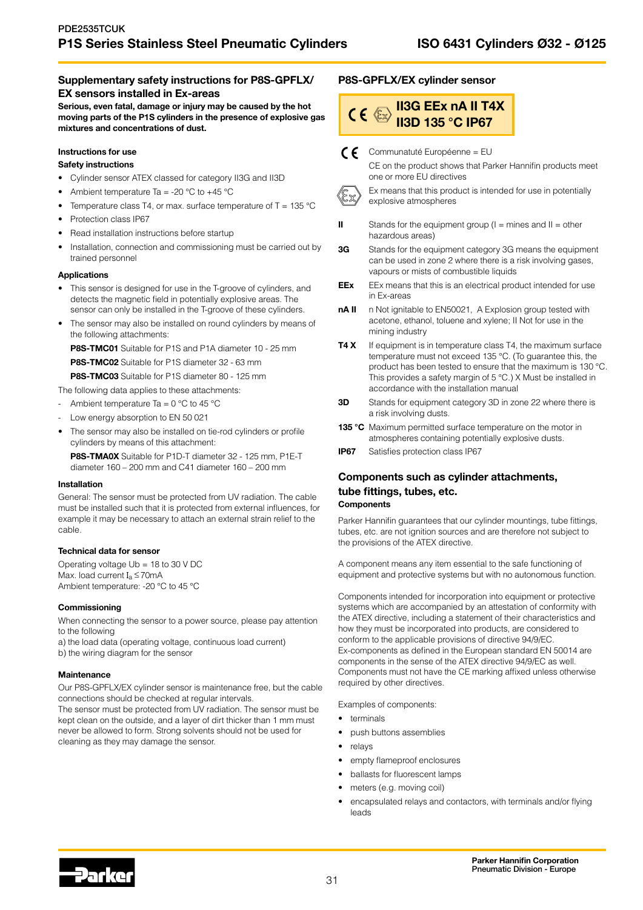## Supplementary safety instructions for P8S-GPFLX/EX sensors installed in Ex-areas

**Serious, even fatal, damage or injury may be caused by the hot moving parts of the P1S cylinders in the presence of explosive gas mixtures and concentrations of dust.**

### Instructions for use

**Safety instructions**

- Cylinder sensor ATEX classed for category II3G and II3D
- Ambient temperature Ta = -20 °C to +45 °C
- Temperature class T4, or max. surface temperature of T = 135 °C
- Protection class IP67
- Read installation instructions before startup
- Installation, connection and commissioning must be carried out by trained personnel

**Applications**

- This sensor is designed for use in the T-groove of cylinders, and detects the magnetic field in potentially explosive areas. The sensor can only be installed in the T-groove of these cylinders.
- The sensor may also be installed on round cylinders by means of the following attachments:

  **P8S-TMC01** Suitable for P1S and P1A diameter 10 - 25 mm

  **P8S-TMC02** Suitable for P1S diameter 32 - 63 mm

  **P8S-TMC03** Suitable for P1S diameter 80 - 125 mm

The following data applies to these attachments:

- Ambient temperature Ta = 0 °C to 45 °C
- Low energy absorption to EN 50 021

- The sensor may also be installed on tie-rod cylinders or profile cylinders by means of this attachment:

  **P8S-TMA0X** Suitable for P1D-T diameter 32 - 125 mm, P1E-T diameter 160 – 200 mm and C41 diameter 160 – 200 mm

### Installation

General: The sensor must be protected from UV radiation. The cable must be installed such that it is protected from external influences, for example it may be necessary to attach an external strain relief to the cable.

### Technical data for sensor

Operating voltage Ub = 18 to 30 V DC
Max. load current $I_a \leq 70$mA
Ambient temperature: -20 °C to 45 °C

### Commissioning

When connecting the sensor to a power source, please pay attention to the following
a) the load data (operating voltage, continuous load current)
b) the wiring diagram for the sensor

### Maintenance

Our P8S-GPFLX/EX cylinder sensor is maintenance free, but the cable connections should be checked at regular intervals.
The sensor must be protected from UV radiation. The sensor must be kept clean on the outside, and a layer of dirt thicker than 1 mm must never be allowed to form. Strong solvents should not be used for cleaning as they may damage the sensor.

## P8S-GPFLX/EX cylinder sensor

**CE Ex II3G EEx nA II T4X**
**II3D 135 °C IP67**

| | |
|---|---|
| **CE** | Communautaté Européenne = EU<br>CE on the product shows that Parker Hannifin products meet one or more EU directives |
| **Ex** | Ex means that this product is intended for use in potentially explosive atmospheres |
| **II** | Stands for the equipment group (I = mines and II = other hazardous areas) |
| **3G** | Stands for the equipment category 3G means the equipment can be used in zone 2 where there is a risk involving gases, vapours or mists of combustible liquids |
| **EEx** | EEx means that this is an electrical product intended for use in Ex-areas |
| **nA II** | n Not ignitable to EN50021, A Explosion group tested with acetone, ethanol, toluene and xylene; II Not for use in the mining industry |
| **T4 X** | If equipment is in temperature class T4, the maximum surface temperature must not exceed 135 °C. (To guarantee this, the product has been tested to ensure that the maximum is 130 °C. This provides a safety margin of 5 °C.) X Must be installed in accordance with the installation manual |
| **3D** | Stands for equipment category 3D in zone 22 where there is a risk involving dusts. |
| **135 °C** | Maximum permitted surface temperature on the motor in atmospheres containing potentially explosive dusts. |
| **IP67** | Satisfies protection class IP67 |

## Components such as cylinder attachments, tube fittings, tubes, etc.

**Components**

Parker Hannifin guarantees that our cylinder mountings, tube fittings, tubes, etc. are not ignition sources and are therefore not subject to the provisions of the ATEX directive.

A component means any item essential to the safe functioning of equipment and protective systems but with no autonomous function.

Components intended for incorporation into equipment or protective systems which are accompanied by an attestation of conformity with the ATEX directive, including a statement of their characteristics and how they must be incorporated into products, are considered to conform to the applicable provisions of directive 94/9/EC. Ex-components as defined in the European standard EN 50014 are components in the sense of the ATEX directive 94/9/EC as well. Components must not have the CE marking affixed unless otherwise required by other directives.

Examples of components:

- terminals
- push buttons assemblies
- relays
- empty flameproof enclosures
- ballasts for fluorescent lamps
- meters (e.g. moving coil)
- encapsulated relays and contactors, with terminals and/or flying leads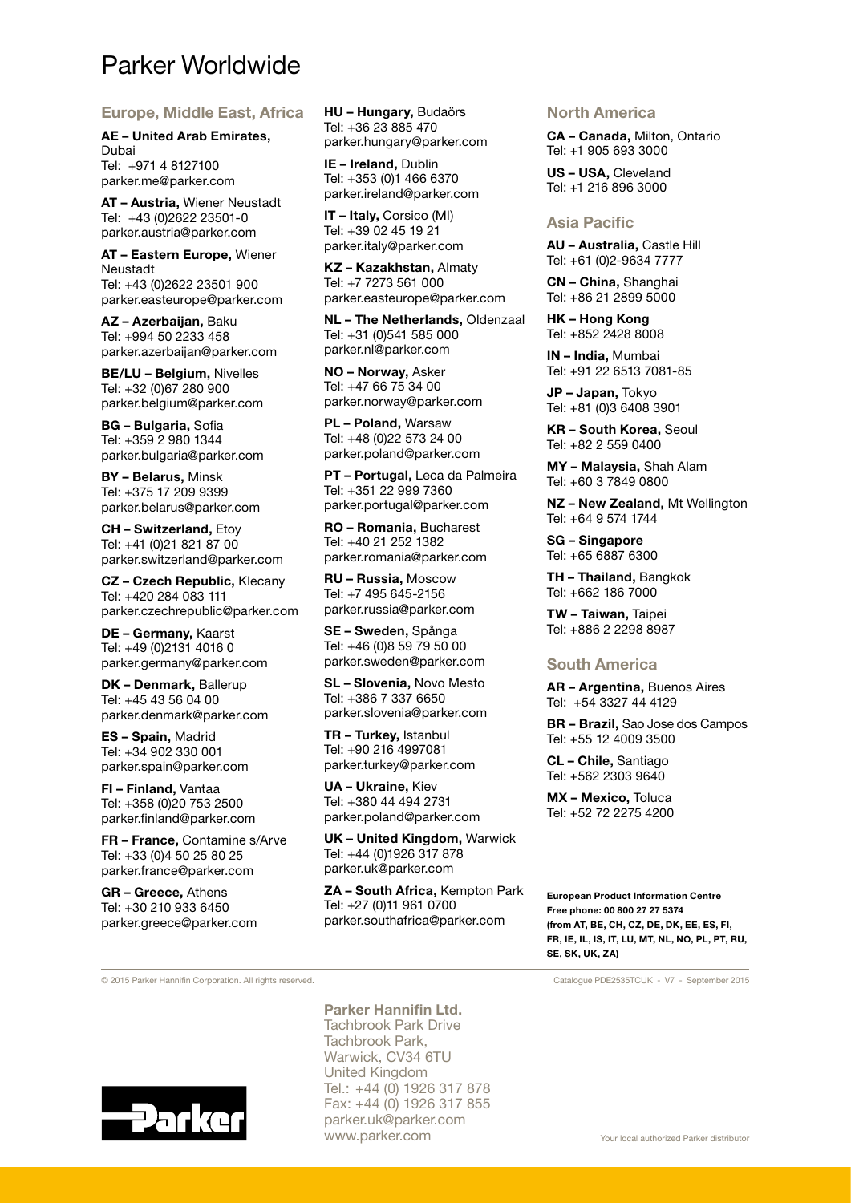# Parker Worldwide

### Europe, Middle East, Africa

**AE – United Arab Emirates,** Dubai
Tel: +971 4 8127100
parker.me@parker.com

**AT – Austria,** Wiener Neustadt
Tel: +43 (0)2622 23501-0
parker.austria@parker.com

**AT – Eastern Europe,** Wiener Neustadt
Tel: +43 (0)2622 23501 900
parker.easteurope@parker.com

**AZ – Azerbaijan,** Baku
Tel: +994 50 2233 458
parker.azerbaijan@parker.com

**BE/LU – Belgium,** Nivelles
Tel: +32 (0)67 280 900
parker.belgium@parker.com

**BG – Bulgaria,** Sofia
Tel: +359 2 980 1344
parker.bulgaria@parker.com

**BY – Belarus,** Minsk
Tel: +375 17 209 9399
parker.belarus@parker.com

**CH – Switzerland,** Etoy
Tel: +41 (0)21 821 87 00
parker.switzerland@parker.com

**CZ – Czech Republic,** Klecany
Tel: +420 284 083 111
parker.czechrepublic@parker.com

**DE – Germany,** Kaarst
Tel: +49 (0)2131 4016 0
parker.germany@parker.com

**DK – Denmark,** Ballerup
Tel: +45 43 56 04 00
parker.denmark@parker.com

**ES – Spain,** Madrid
Tel: +34 902 330 001
parker.spain@parker.com

**FI – Finland,** Vantaa
Tel: +358 (0)20 753 2500
parker.finland@parker.com

**FR – France,** Contamine s/Arve
Tel: +33 (0)4 50 25 80 25
parker.france@parker.com

**GR – Greece,** Athens
Tel: +30 210 933 6450
parker.greece@parker.com

**HU – Hungary,** Budaörs
Tel: +36 23 885 470
parker.hungary@parker.com

**IE – Ireland,** Dublin
Tel: +353 (0)1 466 6370
parker.ireland@parker.com

**IT – Italy,** Corsico (MI)
Tel: +39 02 45 19 21
parker.italy@parker.com

**KZ – Kazakhstan,** Almaty
Tel: +7 7273 561 000
parker.easteurope@parker.com

**NL – The Netherlands,** Oldenzaal
Tel: +31 (0)541 585 000
parker.nl@parker.com

**NO – Norway,** Asker
Tel: +47 66 75 34 00
parker.norway@parker.com

**PL – Poland,** Warsaw
Tel: +48 (0)22 573 24 00
parker.poland@parker.com

**PT – Portugal,** Leca da Palmeira
Tel: +351 22 999 7360
parker.portugal@parker.com

**RO – Romania,** Bucharest
Tel: +40 21 252 1382
parker.romania@parker.com

**RU – Russia,** Moscow
Tel: +7 495 645-2156
parker.russia@parker.com

**SE – Sweden,** Spånga
Tel: +46 (0)8 59 79 50 00
parker.sweden@parker.com

**SL – Slovenia,** Novo Mesto
Tel: +386 7 337 6650
parker.slovenia@parker.com

**TR – Turkey,** Istanbul
Tel: +90 216 4997081
parker.turkey@parker.com

**UA – Ukraine,** Kiev
Tel: +380 44 494 2731
parker.poland@parker.com

**UK – United Kingdom,** Warwick
Tel: +44 (0)1926 317 878
parker.uk@parker.com

**ZA – South Africa,** Kempton Park
Tel: +27 (0)11 961 0700
parker.southafrica@parker.com

### North America

**CA – Canada,** Milton, Ontario
Tel: +1 905 693 3000

**US – USA,** Cleveland
Tel: +1 216 896 3000

### Asia Pacific

**AU – Australia,** Castle Hill
Tel: +61 (0)2-9634 7777

**CN – China,** Shanghai
Tel: +86 21 2899 5000

**HK – Hong Kong**
Tel: +852 2428 8008

**IN – India,** Mumbai
Tel: +91 22 6513 7081-85

**JP – Japan,** Tokyo
Tel: +81 (0)3 6408 3901

**KR – South Korea,** Seoul
Tel: +82 2 559 0400

**MY – Malaysia,** Shah Alam
Tel: +60 3 7849 0800

**NZ – New Zealand,** Mt Wellington
Tel: +64 9 574 1744

**SG – Singapore**
Tel: +65 6887 6300

**TH – Thailand,** Bangkok
Tel: +662 186 7000

**TW – Taiwan,** Taipei
Tel: +886 2 2298 8987

### South America

**AR – Argentina,** Buenos Aires
Tel: +54 3327 44 4129

**BR – Brazil,** Sao Jose dos Campos
Tel: +55 12 4009 3500

**CL – Chile,** Santiago
Tel: +562 2303 9640

**MX – Mexico,** Toluca
Tel: +52 72 2275 4200

**European Product Information Centre**
**Free phone: 00 800 27 27 5374**
**(from AT, BE, CH, CZ, DE, DK, EE, ES, FI, FR, IE, IL, IS, IT, LU, MT, NL, NO, PL, PT, RU, SE, SK, UK, ZA)**

© 2015 Parker Hannifin Corporation. All rights reserved.

Catalogue PDE2535TCUK - V7 - September 2015

**Parker Hannifin Ltd.**
Tachbrook Park Drive
Tachbrook Park,
Warwick, CV34 6TU
United Kingdom
Tel.: +44 (0) 1926 317 878
Fax: +44 (0) 1926 317 855
parker.uk@parker.com
www.parker.com

Your local authorized Parker distributor